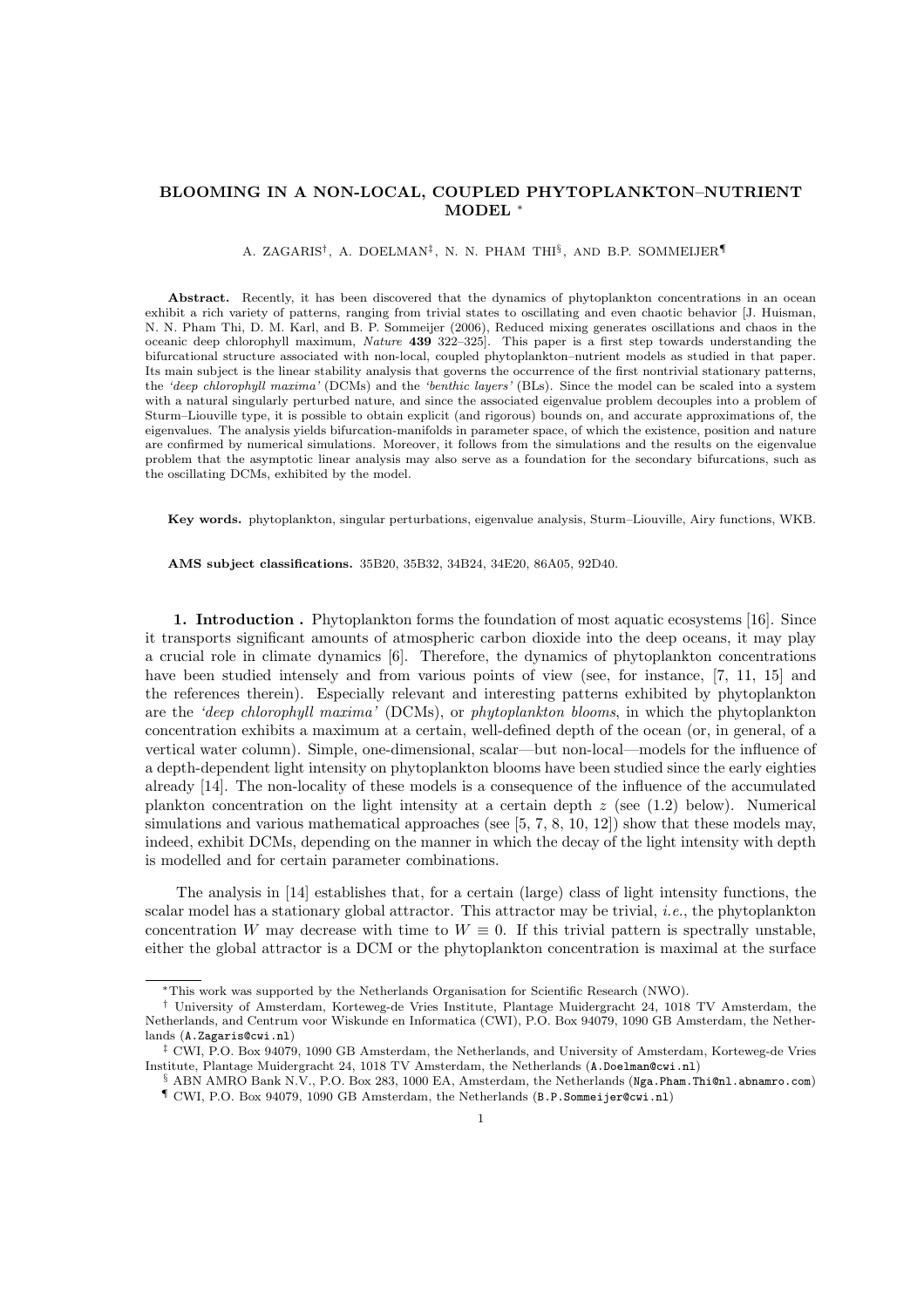# BLOOMING IN A NON-LOCAL, COUPLED PHYTOPLANKTON–NUTRIENT MODEL *

A. ZAGARIS[†], A. DOELMAN[‡], N. N. PHAM THI[§], AND B.P. SOMMEIJER[¶]

**Abstract.** Recently, it has been discovered that the dynamics of phytoplankton concentrations in an ocean exhibit a rich variety of patterns, ranging from trivial states to oscillating and even chaotic behavior [J. Huisman, N. N. Pham Thi, D. M. Karl, and B. P. Sommeijer (2006), Reduced mixing generates oscillations and chaos in the oceanic deep chlorophyll maximum, *Nature* **439** 322–325]. This paper is a first step towards understanding the bifurcational structure associated with non-local, coupled phytoplankton–nutrient models as studied in that paper. Its main subject is the linear stability analysis that governs the occurrence of the first nontrivial stationary patterns, the *'deep chlorophyll maxima'* (DCMs) and the *'benthic layers'* (BLs). Since the model can be scaled into a system with a natural singularly perturbed nature, and since the associated eigenvalue problem decouples into a problem of Sturm–Liouville type, it is possible to obtain explicit (and rigorous) bounds on, and accurate approximations of, the eigenvalues. The analysis yields bifurcation-manifolds in parameter space, of which the existence, position and nature are confirmed by numerical simulations. Moreover, it follows from the simulations and the results on the eigenvalue problem that the asymptotic linear analysis may also serve as a foundation for the secondary bifurcations, such as the oscillating DCMs, exhibited by the model.

**Key words.** phytoplankton, singular perturbations, eigenvalue analysis, Sturm–Liouville, Airy functions, WKB.

**AMS subject classifications.** 35B20, 35B32, 34B24, 34E20, 86A05, 92D40.

## 1. Introduction .

Phytoplankton forms the foundation of most aquatic ecosystems [16]. Since it transports significant amounts of atmospheric carbon dioxide into the deep oceans, it may play a crucial role in climate dynamics [6]. Therefore, the dynamics of phytoplankton concentrations have been studied intensely and from various points of view (see, for instance, [7, 11, 15] and the references therein). Especially relevant and interesting patterns exhibited by phytoplankton are the *'deep chlorophyll maxima'* (DCMs), or *phytoplankton blooms*, in which the phytoplankton concentration exhibits a maximum at a certain, well-defined depth of the ocean (or, in general, of a vertical water column). Simple, one-dimensional, scalar—but non-local—models for the influence of a depth-dependent light intensity on phytoplankton blooms have been studied since the early eighties already [14]. The non-locality of these models is a consequence of the influence of the accumulated plankton concentration on the light intensity at a certain depth $z$ (see (1.2) below). Numerical simulations and various mathematical approaches (see [5, 7, 8, 10, 12]) show that these models may, indeed, exhibit DCMs, depending on the manner in which the decay of the light intensity with depth is modelled and for certain parameter combinations.

The analysis in [14] establishes that, for a certain (large) class of light intensity functions, the scalar model has a stationary global attractor. This attractor may be trivial, *i.e.*, the phytoplankton concentration $W$ may decrease with time to $W \equiv 0$. If this trivial pattern is spectrally unstable, either the global attractor is a DCM or the phytoplankton concentration is maximal at the surface

---

*This work was supported by the Netherlands Organisation for Scientific Research (NWO).

[†] University of Amsterdam, Korteweg-de Vries Institute, Plantage Muidergracht 24, 1018 TV Amsterdam, the Netherlands, and Centrum voor Wiskunde en Informatica (CWI), P.O. Box 94079, 1090 GB Amsterdam, the Netherlands (A.Zagaris@cwi.nl)

[‡] CWI, P.O. Box 94079, 1090 GB Amsterdam, the Netherlands, and University of Amsterdam, Korteweg-de Vries Institute, Plantage Muidergracht 24, 1018 TV Amsterdam, the Netherlands (A.Doelman@cwi.nl)

[§] ABN AMRO Bank N.V., P.O. Box 283, 1000 EA, Amsterdam, the Netherlands (Nga.Pham.Thi@nl.abnamro.com)

[¶] CWI, P.O. Box 94079, 1090 GB Amsterdam, the Netherlands (B.P.Sommeijer@cwi.nl)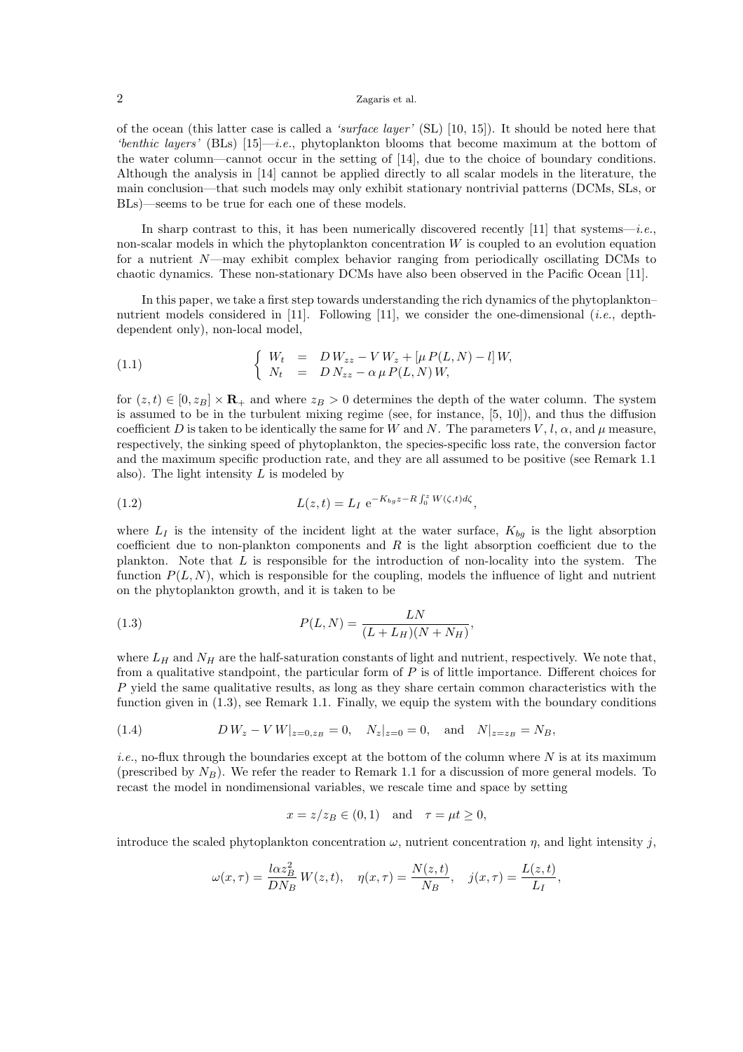of the ocean (this latter case is called a *'surface layer'* (SL) [10, 15]). It should be noted here that *'benthic layers'* (BLs) [15]—*i.e.*, phytoplankton blooms that become maximum at the bottom of the water column—cannot occur in the setting of [14], due to the choice of boundary conditions. Although the analysis in [14] cannot be applied directly to all scalar models in the literature, the main conclusion—that such models may only exhibit stationary nontrivial patterns (DCMs, SLs, or BLs)—seems to be true for each one of these models.

In sharp contrast to this, it has been numerically discovered recently [11] that systems—*i.e.*, non-scalar models in which the phytoplankton concentration $W$ is coupled to an evolution equation for a nutrient $N$—may exhibit complex behavior ranging from periodically oscillating DCMs to chaotic dynamics. These non-stationary DCMs have also been observed in the Pacific Ocean [11].

In this paper, we take a first step towards understanding the rich dynamics of the phytoplankton–nutrient models considered in [11]. Following [11], we consider the one-dimensional (*i.e.*, depth-dependent only), non-local model,

$$
\left\{ \begin{array}{rcl} W_t &=& D\,W_{zz} - V\,W_z + [\mu\,P(L,N) - l]\,W, \\ N_t &=& D\,N_{zz} - \alpha\,\mu\,P(L,N)\,W, \end{array} \right. \tag{1.1}
$$

for $(z,t) \in [0, z_B] \times \mathbf{R}_+$ and where $z_B > 0$ determines the depth of the water column. The system is assumed to be in the turbulent mixing regime (see, for instance, [5, 10]), and thus the diffusion coefficient $D$ is taken to be identically the same for $W$ and $N$. The parameters $V$, $l$, $\alpha$, and $\mu$ measure, respectively, the sinking speed of phytoplankton, the species-specific loss rate, the conversion factor and the maximum specific production rate, and they are all assumed to be positive (see Remark 1.1 also). The light intensity $L$ is modeled by

$$
L(z,t) = L_I\ \mathrm{e}^{-K_{bg}z - R\int_0^z W(\zeta,t)d\zeta}, \tag{1.2}
$$

where $L_I$ is the intensity of the incident light at the water surface, $K_{bg}$ is the light absorption coefficient due to non-plankton components and $R$ is the light absorption coefficient due to the plankton. Note that $L$ is responsible for the introduction of non-locality into the system. The function $P(L,N)$, which is responsible for the coupling, models the influence of light and nutrient on the phytoplankton growth, and it is taken to be

$$
P(L,N) = \frac{LN}{(L+L_H)(N+N_H)}, \tag{1.3}
$$

where $L_H$ and $N_H$ are the half-saturation constants of light and nutrient, respectively. We note that, from a qualitative standpoint, the particular form of $P$ is of little importance. Different choices for $P$ yield the same qualitative results, as long as they share certain common characteristics with the function given in (1.3), see Remark 1.1. Finally, we equip the system with the boundary conditions

$$
D\,W_z - V\,W|_{z=0,z_B} = 0, \quad N_z|_{z=0} = 0, \quad \text{and} \quad N|_{z=z_B} = N_B, \tag{1.4}
$$

*i.e.*, no-flux through the boundaries except at the bottom of the column where $N$ is at its maximum (prescribed by $N_B$). We refer the reader to Remark 1.1 for a discussion of more general models. To recast the model in nondimensional variables, we rescale time and space by setting

$$
x = z/z_B \in (0,1) \quad \text{and} \quad \tau = \mu t \geq 0,
$$

introduce the scaled phytoplankton concentration $\omega$, nutrient concentration $\eta$, and light intensity $j$,

$$
\omega(x,\tau) = \frac{l\alpha z_B^2}{DN_B}\,W(z,t), \quad \eta(x,\tau) = \frac{N(z,t)}{N_B}, \quad j(x,\tau) = \frac{L(z,t)}{L_I},
$$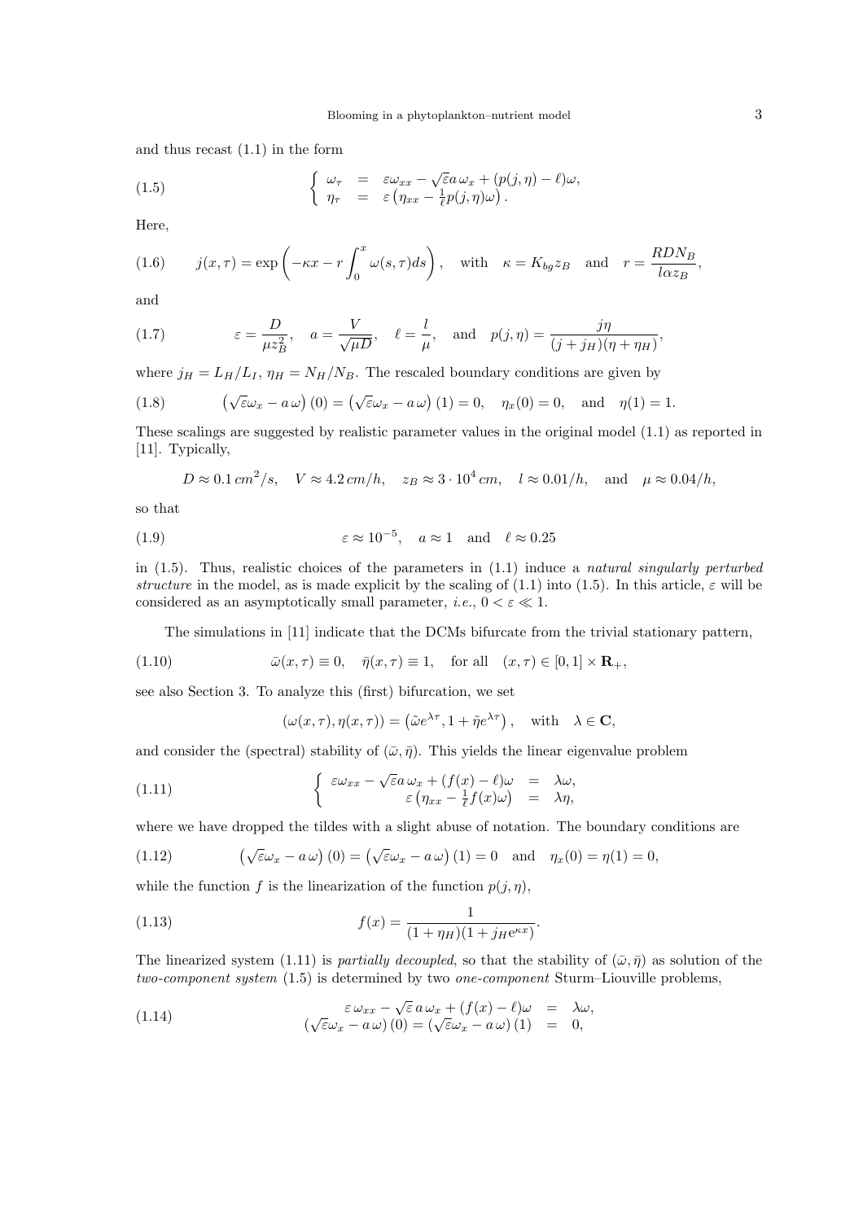and thus recast (1.1) in the form

$$
\left\{ \begin{array}{rcl} \omega_\tau & = & \varepsilon \omega_{xx} - \sqrt{\varepsilon} a\, \omega_x + (p(j,\eta) - \ell)\omega, \\ \eta_\tau & = & \varepsilon \left( \eta_{xx} - \frac{1}{\ell} p(j,\eta)\omega \right). \end{array} \right. \tag{1.5}
$$

Here,

$$
j(x,\tau) = \exp\left( -\kappa x - r \int_0^x \omega(s,\tau) ds \right), \quad \text{with} \quad \kappa = K_{bg} z_B \quad \text{and} \quad r = \frac{RDN_B}{l\alpha z_B}, \tag{1.6}
$$

and

$$
\varepsilon = \frac{D}{\mu z_B^2}, \quad a = \frac{V}{\sqrt{\mu D}}, \quad \ell = \frac{l}{\mu}, \quad \text{and} \quad p(j,\eta) = \frac{j\eta}{(j + j_H)(\eta + \eta_H)}, \tag{1.7}
$$

where $j_H = L_H/L_I$, $\eta_H = N_H/N_B$. The rescaled boundary conditions are given by

$$
\left( \sqrt{\varepsilon} \omega_x - a\, \omega \right)(0) = \left( \sqrt{\varepsilon} \omega_x - a\, \omega \right)(1) = 0, \quad \eta_x(0) = 0, \quad \text{and} \quad \eta(1) = 1. \tag{1.8}
$$

These scalings are suggested by realistic parameter values in the original model (1.1) as reported in [11]. Typically,

$$
D \approx 0.1\, cm^2/s, \quad V \approx 4.2\, cm/h, \quad z_B \approx 3 \cdot 10^4\, cm, \quad l \approx 0.01/h, \quad \text{and} \quad \mu \approx 0.04/h,
$$

so that

$$
\varepsilon \approx 10^{-5}, \quad a \approx 1 \quad \text{and} \quad \ell \approx 0.25 \tag{1.9}
$$

in (1.5). Thus, realistic choices of the parameters in (1.1) induce a *natural singularly perturbed structure* in the model, as is made explicit by the scaling of (1.1) into (1.5). In this article, $\varepsilon$ will be considered as an asymptotically small parameter, *i.e.*, $0 < \varepsilon \ll 1$.

The simulations in [11] indicate that the DCMs bifurcate from the trivial stationary pattern,

$$
\bar{\omega}(x,\tau) \equiv 0, \quad \bar{\eta}(x,\tau) \equiv 1, \quad \text{for all} \quad (x,\tau) \in [0,1] \times \mathbf{R}_+, \tag{1.10}
$$

see also Section 3. To analyze this (first) bifurcation, we set

$$
(\omega(x,\tau), \eta(x,\tau)) = \left( \tilde{\omega} e^{\lambda \tau}, 1 + \tilde{\eta} e^{\lambda\tau} \right), \quad \text{with} \quad \lambda \in \mathbf{C},
$$

and consider the (spectral) stability of $(\bar{\omega}, \bar{\eta})$. This yields the linear eigenvalue problem

$$
\left\{ \begin{array}{rcl} \varepsilon \omega_{xx} - \sqrt{\varepsilon} a\, \omega_x + (f(x) - \ell)\omega & = & \lambda \omega, \\ \varepsilon \left( \eta_{xx} - \frac{1}{\ell} f(x)\omega \right) & = & \lambda \eta, \end{array} \right. \tag{1.11}
$$

where we have dropped the tildes with a slight abuse of notation. The boundary conditions are

$$
\left( \sqrt{\varepsilon} \omega_x - a\, \omega \right)(0) = \left( \sqrt{\varepsilon} \omega_x - a\, \omega \right)(1) = 0 \quad \text{and} \quad \eta_x(0) = \eta(1) = 0, \tag{1.12}
$$

while the function $f$ is the linearization of the function $p(j,\eta)$,

$$
f(x) = \frac{1}{(1 + \eta_H)(1 + j_H e^{\kappa x})}. \tag{1.13}
$$

The linearized system (1.11) is *partially decoupled*, so that the stability of $(\bar{\omega}, \bar{\eta})$ as solution of the *two-component system* (1.5) is determined by two *one-component* Sturm–Liouville problems,

$$
\begin{array}{rcl} \varepsilon\, \omega_{xx} - \sqrt{\varepsilon}\, a\, \omega_x + (f(x) - \ell)\omega & = & \lambda \omega, \\ (\sqrt{\varepsilon} \omega_x - a\, \omega)(0) = (\sqrt{\varepsilon} \omega_x - a\, \omega)(1) & = & 0, \end{array} \tag{1.14}
$$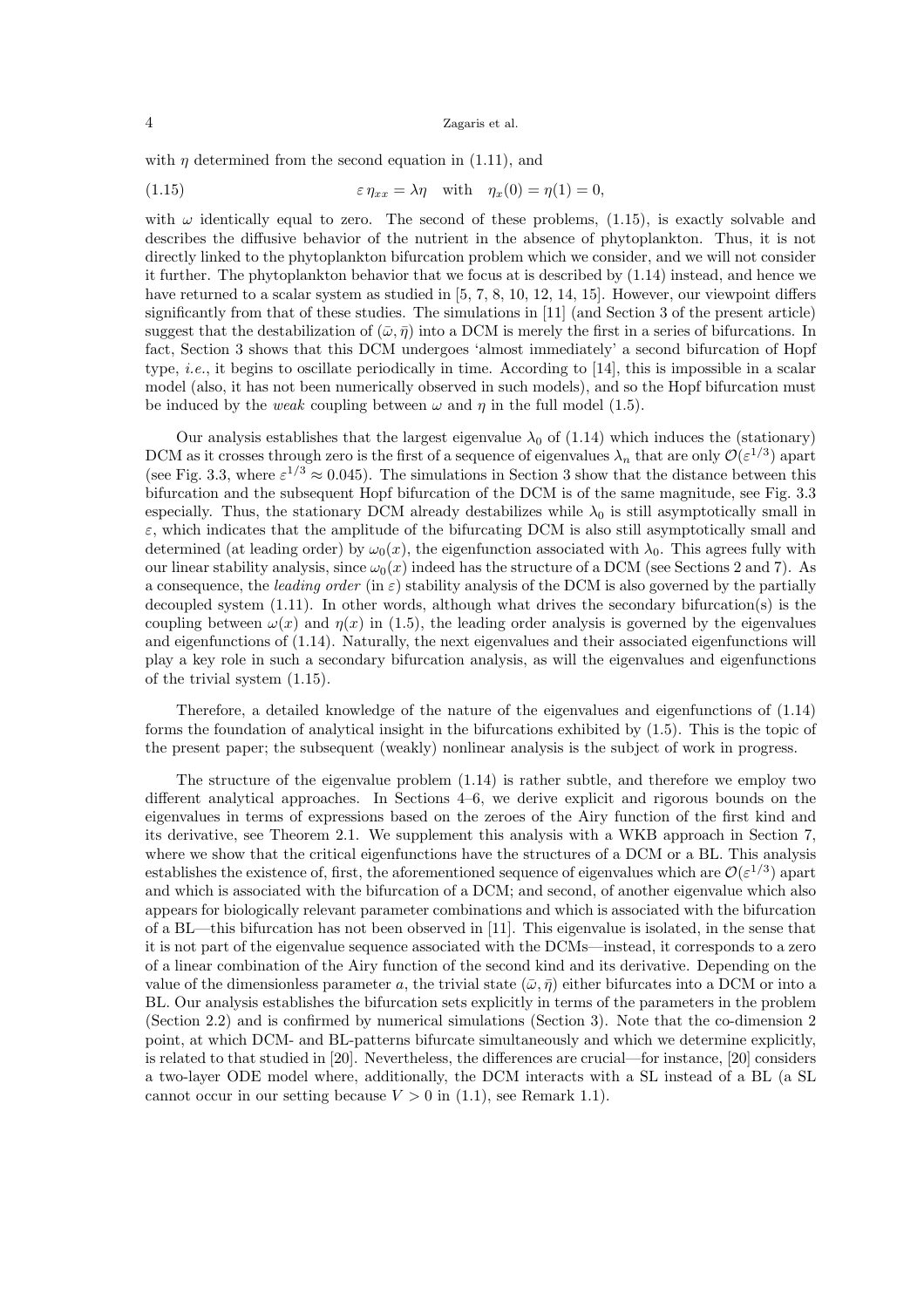with $\eta$ determined from the second equation in (1.11), and

$$
\varepsilon\, \eta_{xx} = \lambda \eta \quad \text{with} \quad \eta_x(0) = \eta(1) = 0, \tag{1.15}
$$

with $\omega$ identically equal to zero. The second of these problems, (1.15), is exactly solvable and describes the diffusive behavior of the nutrient in the absence of phytoplankton. Thus, it is not directly linked to the phytoplankton bifurcation problem which we consider, and we will not consider it further. The phytoplankton behavior that we focus at is described by (1.14) instead, and hence we have returned to a scalar system as studied in [5, 7, 8, 10, 12, 14, 15]. However, our viewpoint differs significantly from that of these studies. The simulations in [11] (and Section 3 of the present article) suggest that the destabilization of $(\bar{\omega}, \bar{\eta})$ into a DCM is merely the first in a series of bifurcations. In fact, Section 3 shows that this DCM undergoes 'almost immediately' a second bifurcation of Hopf type, *i.e.*, it begins to oscillate periodically in time. According to [14], this is impossible in a scalar model (also, it has not been numerically observed in such models), and so the Hopf bifurcation must be induced by the *weak* coupling between $\omega$ and $\eta$ in the full model (1.5).

Our analysis establishes that the largest eigenvalue $\lambda_0$ of (1.14) which induces the (stationary) DCM as it crosses through zero is the first of a sequence of eigenvalues $\lambda_n$ that are only $\mathcal{O}(\varepsilon^{1/3})$ apart (see Fig. 3.3, where $\varepsilon^{1/3} \approx 0.045$). The simulations in Section 3 show that the distance between this bifurcation and the subsequent Hopf bifurcation of the DCM is of the same magnitude, see Fig. 3.3 especially. Thus, the stationary DCM already destabilizes while $\lambda_0$ is still asymptotically small in $\varepsilon$, which indicates that the amplitude of the bifurcating DCM is also still asymptotically small and determined (at leading order) by $\omega_0(x)$, the eigenfunction associated with $\lambda_0$. This agrees fully with our linear stability analysis, since $\omega_0(x)$ indeed has the structure of a DCM (see Sections 2 and 7). As a consequence, the *leading order* (in $\varepsilon$) stability analysis of the DCM is also governed by the partially decoupled system (1.11). In other words, although what drives the secondary bifurcation(s) is the coupling between $\omega(x)$ and $\eta(x)$ in (1.5), the leading order analysis is governed by the eigenvalues and eigenfunctions of (1.14). Naturally, the next eigenvalues and their associated eigenfunctions will play a key role in such a secondary bifurcation analysis, as will the eigenvalues and eigenfunctions of the trivial system (1.15).

Therefore, a detailed knowledge of the nature of the eigenvalues and eigenfunctions of (1.14) forms the foundation of analytical insight in the bifurcations exhibited by (1.5). This is the topic of the present paper; the subsequent (weakly) nonlinear analysis is the subject of work in progress.

The structure of the eigenvalue problem (1.14) is rather subtle, and therefore we employ two different analytical approaches. In Sections 4–6, we derive explicit and rigorous bounds on the eigenvalues in terms of expressions based on the zeroes of the Airy function of the first kind and its derivative, see Theorem 2.1. We supplement this analysis with a WKB approach in Section 7, where we show that the critical eigenfunctions have the structures of a DCM or a BL. This analysis establishes the existence of, first, the aforementioned sequence of eigenvalues which are $\mathcal{O}(\varepsilon^{1/3})$ apart and which is associated with the bifurcation of a DCM; and second, of another eigenvalue which also appears for biologically relevant parameter combinations and which is associated with the bifurcation of a BL—this bifurcation has not been observed in [11]. This eigenvalue is isolated, in the sense that it is not part of the eigenvalue sequence associated with the DCMs—instead, it corresponds to a zero of a linear combination of the Airy function of the second kind and its derivative. Depending on the value of the dimensionless parameter $a$, the trivial state $(\bar{\omega}, \bar{\eta})$ either bifurcates into a DCM or into a BL. Our analysis establishes the bifurcation sets explicitly in terms of the parameters in the problem (Section 2.2) and is confirmed by numerical simulations (Section 3). Note that the co-dimension 2 point, at which DCM- and BL-patterns bifurcate simultaneously and which we determine explicitly, is related to that studied in [20]. Nevertheless, the differences are crucial—for instance, [20] considers a two-layer ODE model where, additionally, the DCM interacts with a SL instead of a BL (a SL cannot occur in our setting because $V > 0$ in (1.1), see Remark 1.1).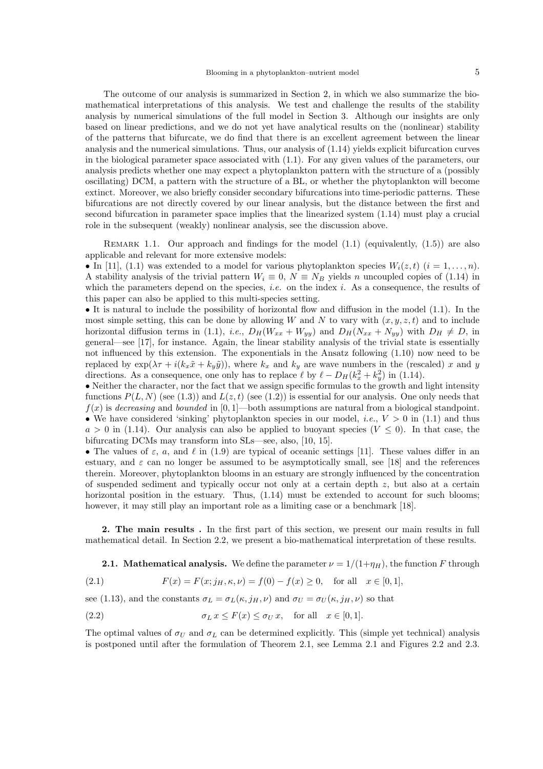The outcome of our analysis is summarized in Section 2, in which we also summarize the bio-mathematical interpretations of this analysis. We test and challenge the results of the stability analysis by numerical simulations of the full model in Section 3. Although our insights are only based on linear predictions, and we do not yet have analytical results on the (nonlinear) stability of the patterns that bifurcate, we do find that there is an excellent agreement between the linear analysis and the numerical simulations. Thus, our analysis of (1.14) yields explicit bifurcation curves in the biological parameter space associated with (1.1). For any given values of the parameters, our analysis predicts whether one may expect a phytoplankton pattern with the structure of a (possibly oscillating) DCM, a pattern with the structure of a BL, or whether the phytoplankton will become extinct. Moreover, we also briefly consider secondary bifurcations into time-periodic patterns. These bifurcations are not directly covered by our linear analysis, but the distance between the first and second bifurcation in parameter space implies that the linearized system (1.14) must play a crucial role in the subsequent (weakly) nonlinear analysis, see the discussion above.

REMARK 1.1. Our approach and findings for the model (1.1) (equivalently, (1.5)) are also applicable and relevant for more extensive models:

- In [11], (1.1) was extended to a model for various phytoplankton species $W_i(z,t)$ $(i = 1,\ldots,n)$. A stability analysis of the trivial pattern $W_i \equiv 0$, $N \equiv N_B$ yields $n$ uncoupled copies of (1.14) in which the parameters depend on the species, *i.e.* on the index $i$. As a consequence, the results of this paper can also be applied to this multi-species setting.
- It is natural to include the possibility of horizontal flow and diffusion in the model (1.1). In the most simple setting, this can be done by allowing $W$ and $N$ to vary with $(x,y,z,t)$ and to include horizontal diffusion terms in (1.1), *i.e.*, $D_H(W_{xx}+W_{yy})$ and $D_H(N_{xx}+N_{yy})$ with $D_H \neq D$, in general—see [17], for instance. Again, the linear stability analysis of the trivial state is essentially not influenced by this extension. The exponentials in the Ansatz following (1.10) now need to be replaced by $\exp(\lambda\tau + i(k_x\tilde{x} + k_y\tilde{y}))$, where $k_x$ and $k_y$ are wave numbers in the (rescaled) $x$ and $y$ directions. As a consequence, one only has to replace $\ell$ by $\ell - D_H(k_x^2+k_y^2)$ in (1.14).
- Neither the character, nor the fact that we assign specific formulas to the growth and light intensity functions $P(L,N)$ (see (1.3)) and $L(z,t)$ (see (1.2)) is essential for our analysis. One only needs that $f(x)$ is *decreasing* and *bounded* in $[0,1]$—both assumptions are natural from a biological standpoint.
- We have considered 'sinking' phytoplankton species in our model, *i.e.*, $V > 0$ in (1.1) and thus $a > 0$ in (1.14). Our analysis can also be applied to buoyant species $(V \leq 0)$. In that case, the bifurcating DCMs may transform into SLs—see, also, [10, 15].
- The values of $\varepsilon$, $a$, and $\ell$ in (1.9) are typical of oceanic settings [11]. These values differ in an estuary, and $\varepsilon$ can no longer be assumed to be asymptotically small, see [18] and the references therein. Moreover, phytoplankton blooms in an estuary are strongly influenced by the concentration of suspended sediment and typically occur not only at a certain depth $z$, but also at a certain horizontal position in the estuary. Thus, (1.14) must be extended to account for such blooms; however, it may still play an important role as a limiting case or a benchmark [18].

## 2. The main results .

In the first part of this section, we present our main results in full mathematical detail. In Section 2.2, we present a bio-mathematical interpretation of these results.

### 2.1. Mathematical analysis.

We define the parameter $\nu = 1/(1+\eta_H)$, the function $F$ through

$$F(x) = F(x; j_H, \kappa, \nu) = f(0) - f(x) \geq 0, \quad \text{for all} \quad x \in [0,1], \tag{2.1}$$

see (1.13), and the constants $\sigma_L = \sigma_L(\kappa, j_H, \nu)$ and $\sigma_U = \sigma_U(\kappa, j_H, \nu)$ so that

$$\sigma_L\, x \leq F(x) \leq \sigma_U\, x, \quad \text{for all} \quad x \in [0,1]. \tag{2.2}$$

The optimal values of $\sigma_U$ and $\sigma_L$ can be determined explicitly. This (simple yet technical) analysis is postponed until after the formulation of Theorem 2.1, see Lemma 2.1 and Figures 2.2 and 2.3.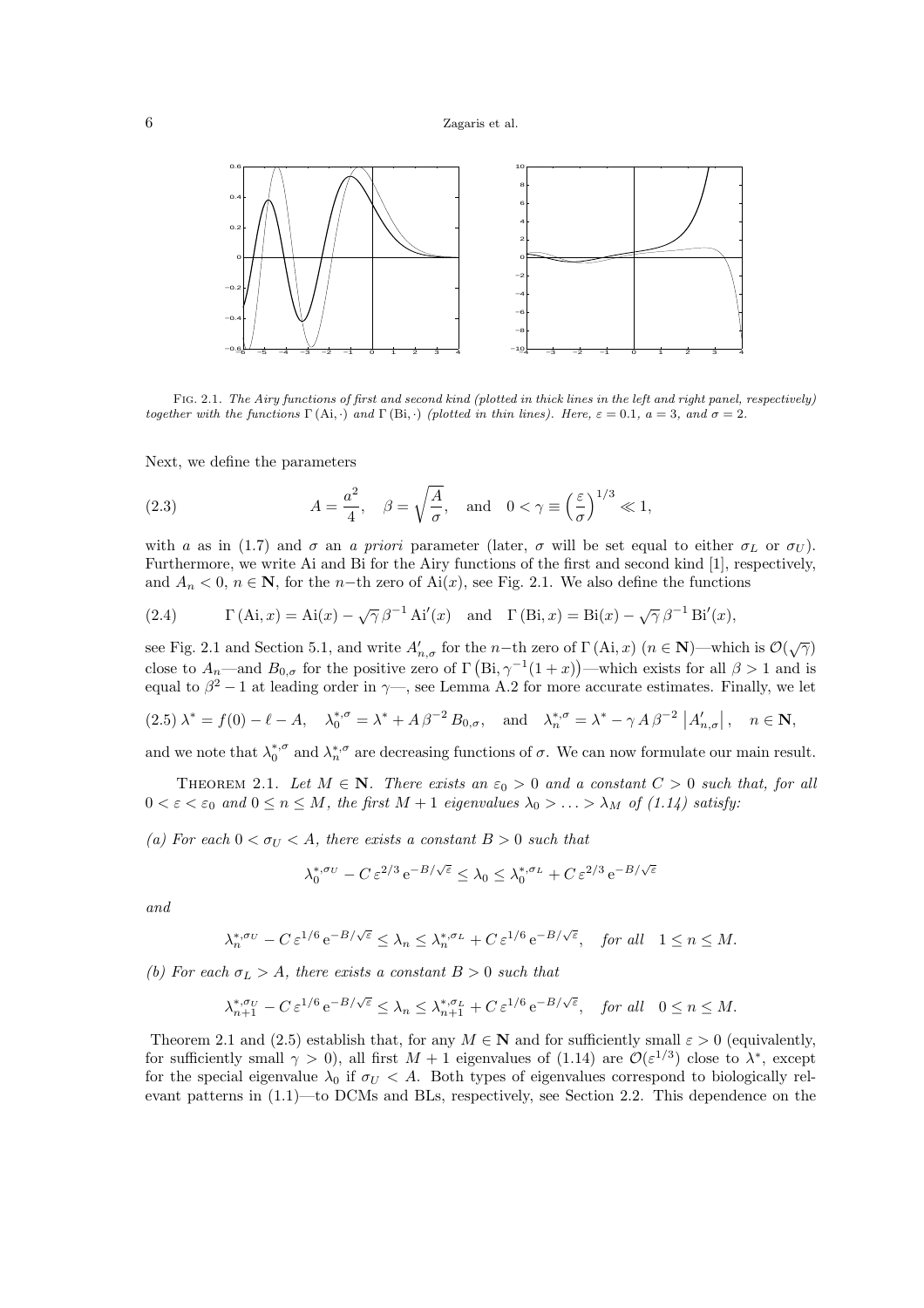FIG. 2.1. *The Airy functions of first and second kind (plotted in thick lines in the left and right panel, respectively) together with the functions $\Gamma(\mathrm{Ai}, \cdot)$ and $\Gamma(\mathrm{Bi}, \cdot)$ (plotted in thin lines). Here, $\varepsilon = 0.1$, $a = 3$, and $\sigma = 2$.*

Next, we define the parameters

$$A = \frac{a^2}{4}, \quad \beta = \sqrt{\frac{A}{\sigma}}, \quad \text{and} \quad 0 < \gamma \equiv \left(\frac{\varepsilon}{\sigma}\right)^{1/3} \ll 1, \tag{2.3}$$

with $a$ as in (1.7) and $\sigma$ an *a priori* parameter (later, $\sigma$ will be set equal to either $\sigma_L$ or $\sigma_U$). Furthermore, we write Ai and Bi for the Airy functions of the first and second kind [1], respectively, and $A_n < 0$, $n \in \mathbf{N}$, for the $n$−th zero of $\mathrm{Ai}(x)$, see Fig. 2.1. We also define the functions

$$\Gamma(\mathrm{Ai}, x) = \mathrm{Ai}(x) - \sqrt{\gamma}\,\beta^{-1}\,\mathrm{Ai}'(x) \quad \text{and} \quad \Gamma(\mathrm{Bi}, x) = \mathrm{Bi}(x) - \sqrt{\gamma}\,\beta^{-1}\,\mathrm{Bi}'(x), \tag{2.4}$$

see Fig. 2.1 and Section 5.1, and write $A'_{n,\sigma}$ for the $n$−th zero of $\Gamma(\mathrm{Ai}, x)$ ($n \in \mathbf{N}$)—which is $\mathcal{O}(\sqrt{\gamma})$ close to $A_n$—and $B_{0,\sigma}$ for the positive zero of $\Gamma\left(\mathrm{Bi}, \gamma^{-1}(1+x)\right)$—which exists for all $\beta > 1$ and is equal to $\beta^2 - 1$ at leading order in $\gamma$—, see Lemma A.2 for more accurate estimates. Finally, we let

$$\lambda^* = f(0) - \ell - A, \quad \lambda_0^{*,\sigma} = \lambda^* + A\,\beta^{-2}\,B_{0,\sigma}, \quad \text{and} \quad \lambda_n^{*,\sigma} = \lambda^* - \gamma\,A\,\beta^{-2}\left|A'_{n,\sigma}\right|, \quad n \in \mathbf{N}, \tag{2.5}$$

and we note that $\lambda_0^{*,\sigma}$ and $\lambda_n^{*,\sigma}$ are decreasing functions of $\sigma$. We can now formulate our main result.

THEOREM 2.1. *Let $M \in \mathbf{N}$. There exists an $\varepsilon_0 > 0$ and a constant $C > 0$ such that, for all $0 < \varepsilon < \varepsilon_0$ and $0 \le n \le M$, the first $M+1$ eigenvalues $\lambda_0 > \ldots > \lambda_M$ of (1.14) satisfy:*

*(a) For each $0 < \sigma_U < A$, there exists a constant $B > 0$ such that*

$$\lambda_0^{*,\sigma_U} - C\,\varepsilon^{2/3}\,\mathrm{e}^{-B/\sqrt{\varepsilon}} \le \lambda_0 \le \lambda_0^{*,\sigma_L} + C\,\varepsilon^{2/3}\,\mathrm{e}^{-B/\sqrt{\varepsilon}}$$

*and*

$$\lambda_n^{*,\sigma_U} - C\,\varepsilon^{1/6}\,\mathrm{e}^{-B/\sqrt{\varepsilon}} \le \lambda_n \le \lambda_n^{*,\sigma_L} + C\,\varepsilon^{1/6}\,\mathrm{e}^{-B/\sqrt{\varepsilon}}, \quad \text{for all} \quad 1 \le n \le M.$$

*(b) For each $\sigma_L > A$, there exists a constant $B > 0$ such that*

$$\lambda_{n+1}^{*,\sigma_U} - C\,\varepsilon^{1/6}\,\mathrm{e}^{-B/\sqrt{\varepsilon}} \le \lambda_n \le \lambda_{n+1}^{*,\sigma_L} + C\,\varepsilon^{1/6}\,\mathrm{e}^{-B/\sqrt{\varepsilon}}, \quad \text{for all} \quad 0 \le n \le M.$$

Theorem 2.1 and (2.5) establish that, for any $M \in \mathbf{N}$ and for sufficiently small $\varepsilon > 0$ (equivalently, for sufficiently small $\gamma > 0$), all first $M+1$ eigenvalues of (1.14) are $\mathcal{O}(\varepsilon^{1/3})$ close to $\lambda^*$, except for the special eigenvalue $\lambda_0$ if $\sigma_U < A$. Both types of eigenvalues correspond to biologically relevant patterns in (1.1)—to DCMs and BLs, respectively, see Section 2.2. This dependence on the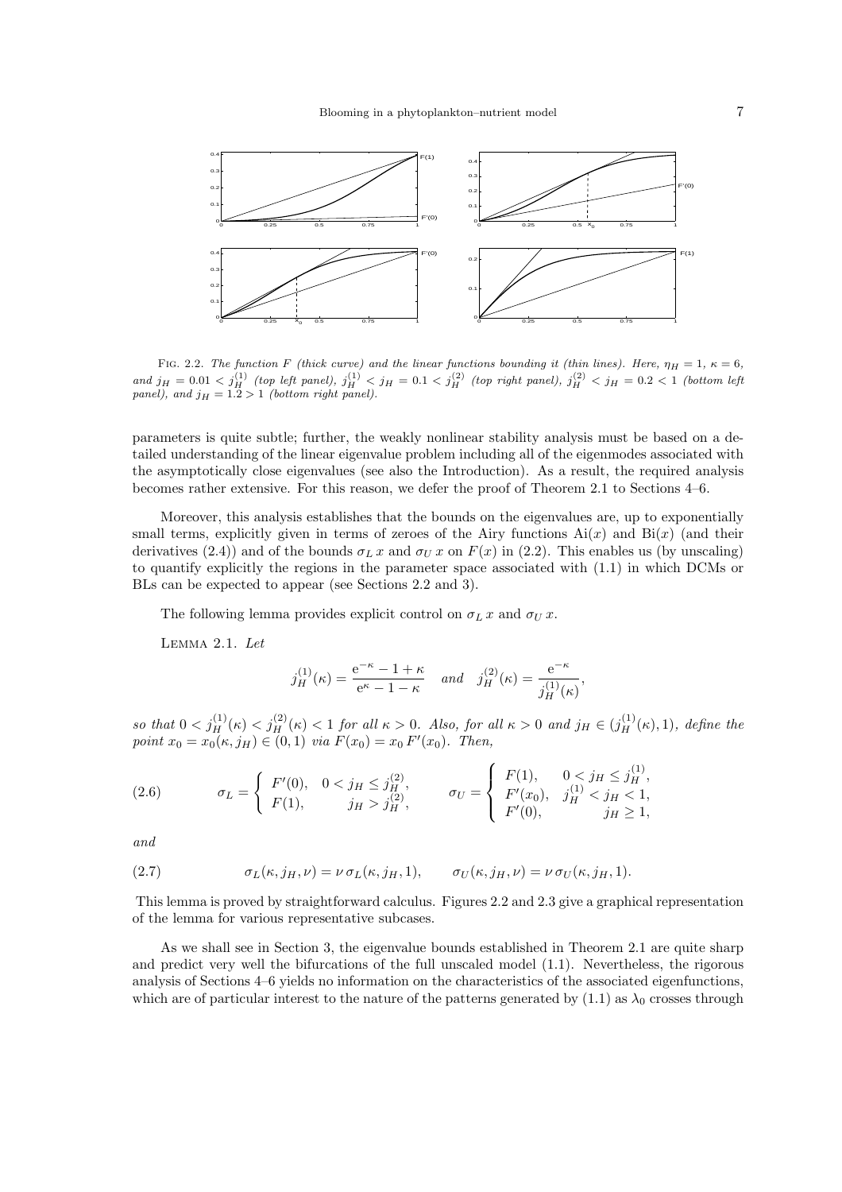FIG. 2.2. *The function $F$ (thick curve) and the linear functions bounding it (thin lines). Here, $\eta_H = 1$, $\kappa = 6$, and $j_H = 0.01 < j_H^{(1)}$ (top left panel), $j_H^{(1)} < j_H = 0.1 < j_H^{(2)}$ (top right panel), $j_H^{(2)} < j_H = 0.2 < 1$ (bottom left panel), and $j_H = 1.2 > 1$ (bottom right panel).*

parameters is quite subtle; further, the weakly nonlinear stability analysis must be based on a detailed understanding of the linear eigenvalue problem including all of the eigenmodes associated with the asymptotically close eigenvalues (see also the Introduction). As a result, the required analysis becomes rather extensive. For this reason, we defer the proof of Theorem 2.1 to Sections 4–6.

Moreover, this analysis establishes that the bounds on the eigenvalues are, up to exponentially small terms, explicitly given in terms of zeroes of the Airy functions $\mathrm{Ai}(x)$ and $\mathrm{Bi}(x)$ (and their derivatives (2.4)) and of the bounds $\sigma_L\, x$ and $\sigma_U\, x$ on $F(x)$ in (2.2). This enables us (by unscaling) to quantify explicitly the regions in the parameter space associated with (1.1) in which DCMs or BLs can be expected to appear (see Sections 2.2 and 3).

The following lemma provides explicit control on $\sigma_L\, x$ and $\sigma_U\, x$.

LEMMA 2.1. *Let*

$$j_H^{(1)}(\kappa) = \frac{\mathrm{e}^{-\kappa} - 1 + \kappa}{\mathrm{e}^{\kappa} - 1 - \kappa} \quad \text{and} \quad j_H^{(2)}(\kappa) = \frac{\mathrm{e}^{-\kappa}}{j_H^{(1)}(\kappa)},$$

*so that $0 < j_H^{(1)}(\kappa) < j_H^{(2)}(\kappa) < 1$ for all $\kappa > 0$. Also, for all $\kappa > 0$ and $j_H \in (j_H^{(1)}(\kappa), 1)$, define the point $x_0 = x_0(\kappa, j_H) \in (0,1)$ via $F(x_0) = x_0\, F'(x_0)$. Then,*

$$\sigma_L = \begin{cases} F'(0), & 0 < j_H \le j_H^{(2)}, \\ F(1), & j_H > j_H^{(2)}, \end{cases} \qquad \sigma_U = \begin{cases} F(1), & 0 < j_H \le j_H^{(1)}, \\ F'(x_0), & j_H^{(1)} < j_H < 1, \\ F'(0), & j_H \ge 1, \end{cases} \tag{2.6}$$

*and*

$$\sigma_L(\kappa, j_H, \nu) = \nu\, \sigma_L(\kappa, j_H, 1), \qquad \sigma_U(\kappa, j_H, \nu) = \nu\, \sigma_U(\kappa, j_H, 1). \tag{2.7}$$

This lemma is proved by straightforward calculus. Figures 2.2 and 2.3 give a graphical representation of the lemma for various representative subcases.

As we shall see in Section 3, the eigenvalue bounds established in Theorem 2.1 are quite sharp and predict very well the bifurcations of the full unscaled model (1.1). Nevertheless, the rigorous analysis of Sections 4–6 yields no information on the characteristics of the associated eigenfunctions, which are of particular interest to the nature of the patterns generated by (1.1) as $\lambda_0$ crosses through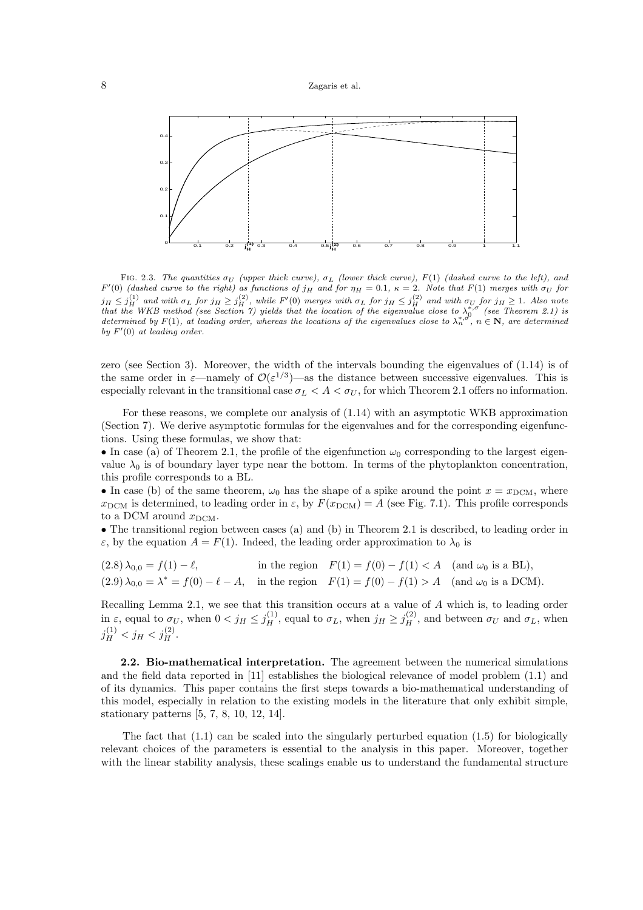FIG. 2.3. *The quantities $\sigma_U$ (upper thick curve), $\sigma_L$ (lower thick curve), $F(1)$ (dashed curve to the left), and $F'(0)$ (dashed curve to the right) as functions of $j_H$ and for $\eta_H = 0.1$, $\kappa = 2$. Note that $F(1)$ merges with $\sigma_U$ for $j_H \leq j_H^{(1)}$ and with $\sigma_L$ for $j_H \geq j_H^{(2)}$, while $F'(0)$ merges with $\sigma_L$ for $j_H \leq j_H^{(2)}$ and with $\sigma_U$ for $j_H \geq 1$. Also note that the WKB method (see Section 7) yields that the location of the eigenvalue close to $\lambda_0^{*,\sigma}$ (see Theorem 2.1) is determined by $F(1)$, at leading order, whereas the locations of the eigenvalues close to $\lambda_n^{*,\sigma}$, $n \in \mathbf{N}$, are determined by $F'(0)$ at leading order.*

zero (see Section 3). Moreover, the width of the intervals bounding the eigenvalues of (1.14) is of the same order in $\varepsilon$—namely of $\mathcal{O}(\varepsilon^{1/3})$—as the distance between successive eigenvalues. This is especially relevant in the transitional case $\sigma_L < A < \sigma_U$, for which Theorem 2.1 offers no information.

For these reasons, we complete our analysis of (1.14) with an asymptotic WKB approximation (Section 7). We derive asymptotic formulas for the eigenvalues and for the corresponding eigenfunctions. Using these formulas, we show that:

- In case (a) of Theorem 2.1, the profile of the eigenfunction $\omega_0$ corresponding to the largest eigenvalue $\lambda_0$ is of boundary layer type near the bottom. In terms of the phytoplankton concentration, this profile corresponds to a BL.
- In case (b) of the same theorem, $\omega_0$ has the shape of a spike around the point $x = x_{\rm DCM}$, where $x_{\rm DCM}$ is determined, to leading order in $\varepsilon$, by $F(x_{\rm DCM}) = A$ (see Fig. 7.1). This profile corresponds to a DCM around $x_{\rm DCM}$.
- The transitional region between cases (a) and (b) in Theorem 2.1 is described, to leading order in $\varepsilon$, by the equation $A = F(1)$. Indeed, the leading order approximation to $\lambda_0$ is

$$(2.8)\quad \lambda_{0,0} = f(1) - \ell, \qquad \text{in the region} \quad F(1) = f(0) - f(1) < A \quad (\text{and } \omega_0 \text{ is a BL}),$$

$$(2.9)\quad \lambda_{0,0} = \lambda^* = f(0) - \ell - A, \quad \text{in the region} \quad F(1) = f(0) - f(1) > A \quad (\text{and } \omega_0 \text{ is a DCM}).$$

Recalling Lemma 2.1, we see that this transition occurs at a value of $A$ which is, to leading order in $\varepsilon$, equal to $\sigma_U$, when $0 < j_H \leq j_H^{(1)}$, equal to $\sigma_L$, when $j_H \geq j_H^{(2)}$, and between $\sigma_U$ and $\sigma_L$, when $j_H^{(1)} < j_H < j_H^{(2)}$.

**2.2. Bio-mathematical interpretation.** The agreement between the numerical simulations and the field data reported in [11] establishes the biological relevance of model problem (1.1) and of its dynamics. This paper contains the first steps towards a bio-mathematical understanding of this model, especially in relation to the existing models in the literature that only exhibit simple, stationary patterns [5, 7, 8, 10, 12, 14].

The fact that (1.1) can be scaled into the singularly perturbed equation (1.5) for biologically relevant choices of the parameters is essential to the analysis in this paper. Moreover, together with the linear stability analysis, these scalings enable us to understand the fundamental structure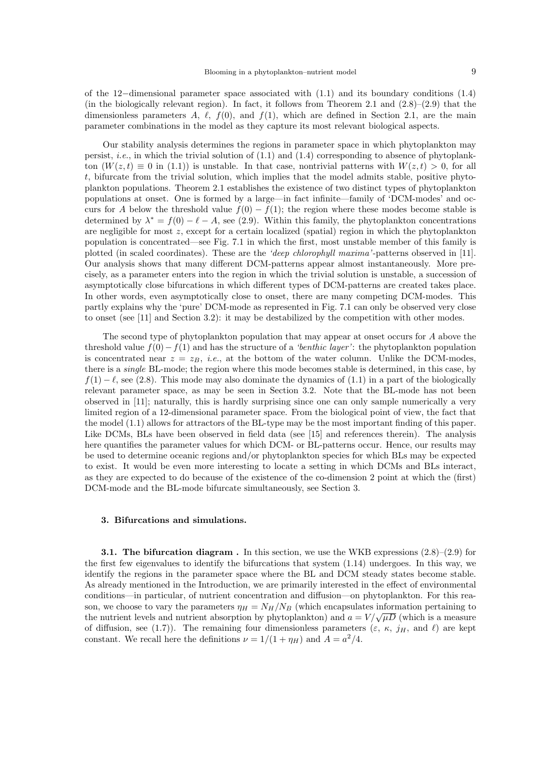of the 12−dimensional parameter space associated with (1.1) and its boundary conditions (1.4) (in the biologically relevant region). In fact, it follows from Theorem 2.1 and (2.8)–(2.9) that the dimensionless parameters $A$, $\ell$, $f(0)$, and $f(1)$, which are defined in Section 2.1, are the main parameter combinations in the model as they capture its most relevant biological aspects.

Our stability analysis determines the regions in parameter space in which phytoplankton may persist, *i.e.*, in which the trivial solution of (1.1) and (1.4) corresponding to absence of phytoplankton ($W(z,t) \equiv 0$ in (1.1)) is unstable. In that case, nontrivial patterns with $W(z,t) > 0$, for all $t$, bifurcate from the trivial solution, which implies that the model admits stable, positive phytoplankton populations. Theorem 2.1 establishes the existence of two distinct types of phytoplankton populations at onset. One is formed by a large—in fact infinite—family of 'DCM-modes' and occurs for $A$ below the threshold value $f(0) - f(1)$; the region where these modes become stable is determined by $\lambda^* = f(0) - \ell - A$, see (2.9). Within this family, the phytoplankton concentrations are negligible for most $z$, except for a certain localized (spatial) region in which the phytoplankton population is concentrated—see Fig. 7.1 in which the first, most unstable member of this family is plotted (in scaled coordinates). These are the *'deep chlorophyll maxima'*-patterns observed in [11]. Our analysis shows that many different DCM-patterns appear almost instantaneously. More precisely, as a parameter enters into the region in which the trivial solution is unstable, a succession of asymptotically close bifurcations in which different types of DCM-patterns are created takes place. In other words, even asymptotically close to onset, there are many competing DCM-modes. This partly explains why the 'pure' DCM-mode as represented in Fig. 7.1 can only be observed very close to onset (see [11] and Section 3.2): it may be destabilized by the competition with other modes.

The second type of phytoplankton population that may appear at onset occurs for $A$ above the threshold value $f(0) - f(1)$ and has the structure of a *'benthic layer'*: the phytoplankton population is concentrated near $z = z_B$, *i.e.*, at the bottom of the water column. Unlike the DCM-modes, there is a *single* BL-mode; the region where this mode becomes stable is determined, in this case, by $f(1) - \ell$, see (2.8). This mode may also dominate the dynamics of (1.1) in a part of the biologically relevant parameter space, as may be seen in Section 3.2. Note that the BL-mode has not been observed in [11]; naturally, this is hardly surprising since one can only sample numerically a very limited region of a 12-dimensional parameter space. From the biological point of view, the fact that the model (1.1) allows for attractors of the BL-type may be the most important finding of this paper. Like DCMs, BLs have been observed in field data (see [15] and references therein). The analysis here quantifies the parameter values for which DCM- or BL-patterns occur. Hence, our results may be used to determine oceanic regions and/or phytoplankton species for which BLs may be expected to exist. It would be even more interesting to locate a setting in which DCMs and BLs interact, as they are expected to do because of the existence of the co-dimension 2 point at which the (first) DCM-mode and the BL-mode bifurcate simultaneously, see Section 3.

## 3. Bifurcations and simulations.

**3.1. The bifurcation diagram .** In this section, we use the WKB expressions (2.8)–(2.9) for the first few eigenvalues to identify the bifurcations that system (1.14) undergoes. In this way, we identify the regions in the parameter space where the BL and DCM steady states become stable. As already mentioned in the Introduction, we are primarily interested in the effect of environmental conditions—in particular, of nutrient concentration and diffusion—on phytoplankton. For this reason, we choose to vary the parameters $\eta_H = N_H/N_B$ (which encapsulates information pertaining to the nutrient levels and nutrient absorption by phytoplankton) and $a = V/\sqrt{\mu D}$ (which is a measure of diffusion, see (1.7)). The remaining four dimensionless parameters ($\varepsilon$, $\kappa$, $j_H$, and $\ell$) are kept constant. We recall here the definitions $\nu = 1/(1 + \eta_H)$ and $A = a^2/4$.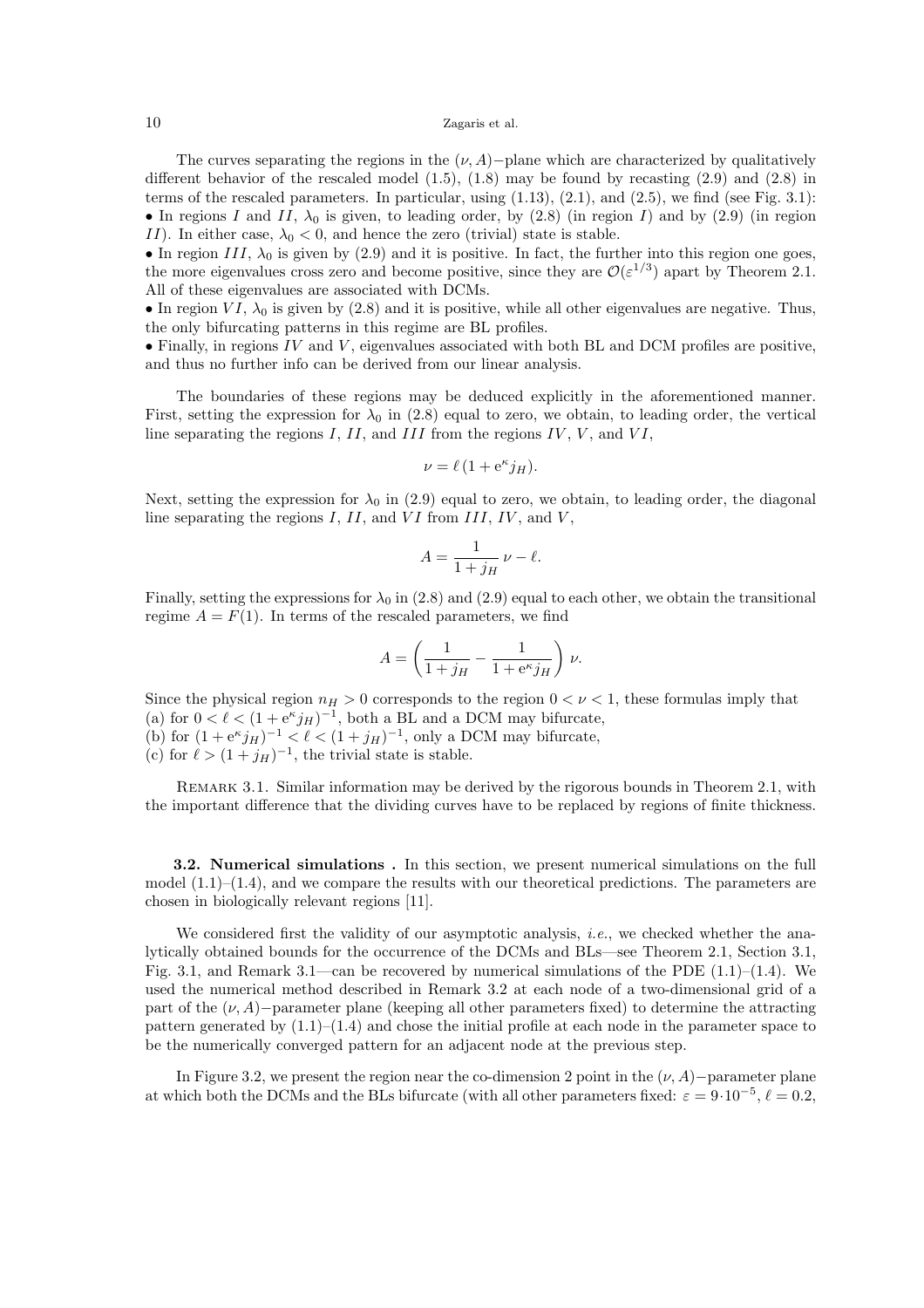The curves separating the regions in the $(\nu, A)-$plane which are characterized by qualitatively different behavior of the rescaled model (1.5), (1.8) may be found by recasting (2.9) and (2.8) in terms of the rescaled parameters. In particular, using (1.13), (2.1), and (2.5), we find (see Fig. 3.1):

- In regions $I$ and $II$, $\lambda_0$ is given, to leading order, by (2.8) (in region $I$) and by (2.9) (in region $II$). In either case, $\lambda_0 < 0$, and hence the zero (trivial) state is stable.
- In region $III$, $\lambda_0$ is given by (2.9) and it is positive. In fact, the further into this region one goes, the more eigenvalues cross zero and become positive, since they are $\mathcal{O}(\varepsilon^{1/3})$ apart by Theorem 2.1. All of these eigenvalues are associated with DCMs.
- In region $VI$, $\lambda_0$ is given by (2.8) and it is positive, while all other eigenvalues are negative. Thus, the only bifurcating patterns in this regime are BL profiles.
- Finally, in regions $IV$ and $V$, eigenvalues associated with both BL and DCM profiles are positive, and thus no further info can be derived from our linear analysis.

The boundaries of these regions may be deduced explicitly in the aforementioned manner. First, setting the expression for $\lambda_0$ in (2.8) equal to zero, we obtain, to leading order, the vertical line separating the regions $I$, $II$, and $III$ from the regions $IV$, $V$, and $VI$,

$$\nu = \ell\,(1 + \mathrm{e}^{\kappa} j_H).$$

Next, setting the expression for $\lambda_0$ in (2.9) equal to zero, we obtain, to leading order, the diagonal line separating the regions $I$, $II$, and $VI$ from $III$, $IV$, and $V$,

$$A = \frac{1}{1 + j_H}\,\nu - \ell.$$

Finally, setting the expressions for $\lambda_0$ in (2.8) and (2.9) equal to each other, we obtain the transitional regime $A = F(1)$. In terms of the rescaled parameters, we find

$$A = \left(\frac{1}{1 + j_H} - \frac{1}{1 + \mathrm{e}^{\kappa} j_H}\right)\,\nu.$$

Since the physical region $n_H > 0$ corresponds to the region $0 < \nu < 1$, these formulas imply that
(a) for $0 < \ell < (1 + \mathrm{e}^{\kappa} j_H)^{-1}$, both a BL and a DCM may bifurcate,
(b) for $(1 + \mathrm{e}^{\kappa} j_H)^{-1} < \ell < (1 + j_H)^{-1}$, only a DCM may bifurcate,
(c) for $\ell > (1 + j_H)^{-1}$, the trivial state is stable.

Remark 3.1. Similar information may be derived by the rigorous bounds in Theorem 2.1, with the important difference that the dividing curves have to be replaced by regions of finite thickness.

**3.2. Numerical simulations .** In this section, we present numerical simulations on the full model (1.1)–(1.4), and we compare the results with our theoretical predictions. The parameters are chosen in biologically relevant regions [11].

We considered first the validity of our asymptotic analysis, *i.e.*, we checked whether the analytically obtained bounds for the occurrence of the DCMs and BLs—see Theorem 2.1, Section 3.1, Fig. 3.1, and Remark 3.1—can be recovered by numerical simulations of the PDE (1.1)–(1.4). We used the numerical method described in Remark 3.2 at each node of a two-dimensional grid of a part of the $(\nu, A)-$parameter plane (keeping all other parameters fixed) to determine the attracting pattern generated by (1.1)–(1.4) and chose the initial profile at each node in the parameter space to be the numerically converged pattern for an adjacent node at the previous step.

In Figure 3.2, we present the region near the co-dimension 2 point in the $(\nu, A)-$parameter plane at which both the DCMs and the BLs bifurcate (with all other parameters fixed: $\varepsilon = 9 \cdot 10^{-5}$, $\ell = 0.2$,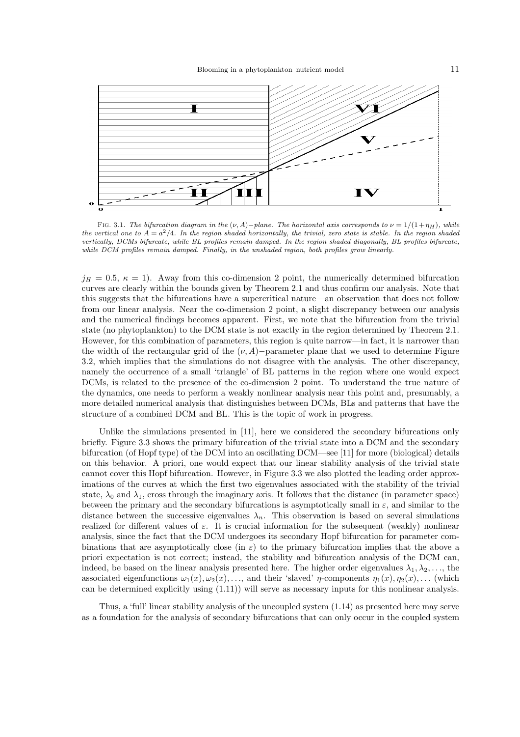Fig. 3.1. *The bifurcation diagram in the $(\nu, A)-$plane. The horizontal axis corresponds to $\nu = 1/(1+\eta_H)$, while the vertical one to $A = a^2/4$. In the region shaded horizontally, the trivial, zero state is stable. In the region shaded vertically, DCMs bifurcate, while BL profiles remain damped. In the region shaded diagonally, BL profiles bifurcate, while DCM profiles remain damped. Finally, in the unshaded region, both profiles grow linearly.*

$j_H = 0.5$, $\kappa = 1$). Away from this co-dimension 2 point, the numerically determined bifurcation curves are clearly within the bounds given by Theorem 2.1 and thus confirm our analysis. Note that this suggests that the bifurcations have a supercritical nature—an observation that does not follow from our linear analysis. Near the co-dimension 2 point, a slight discrepancy between our analysis and the numerical findings becomes apparent. First, we note that the bifurcation from the trivial state (no phytoplankton) to the DCM state is not exactly in the region determined by Theorem 2.1. However, for this combination of parameters, this region is quite narrow—in fact, it is narrower than the width of the rectangular grid of the $(\nu, A)-$parameter plane that we used to determine Figure 3.2, which implies that the simulations do not disagree with the analysis. The other discrepancy, namely the occurrence of a small 'triangle' of BL patterns in the region where one would expect DCMs, is related to the presence of the co-dimension 2 point. To understand the true nature of the dynamics, one needs to perform a weakly nonlinear analysis near this point and, presumably, a more detailed numerical analysis that distinguishes between DCMs, BLs and patterns that have the structure of a combined DCM and BL. This is the topic of work in progress.

Unlike the simulations presented in [11], here we considered the secondary bifurcations only briefly. Figure 3.3 shows the primary bifurcation of the trivial state into a DCM and the secondary bifurcation (of Hopf type) of the DCM into an oscillating DCM—see [11] for more (biological) details on this behavior. A priori, one would expect that our linear stability analysis of the trivial state cannot cover this Hopf bifurcation. However, in Figure 3.3 we also plotted the leading order approximations of the curves at which the first two eigenvalues associated with the stability of the trivial state, $\lambda_0$ and $\lambda_1$, cross through the imaginary axis. It follows that the distance (in parameter space) between the primary and the secondary bifurcations is asymptotically small in $\varepsilon$, and similar to the distance between the successive eigenvalues $\lambda_n$. This observation is based on several simulations realized for different values of $\varepsilon$. It is crucial information for the subsequent (weakly) nonlinear analysis, since the fact that the DCM undergoes its secondary Hopf bifurcation for parameter combinations that are asymptotically close (in $\varepsilon$) to the primary bifurcation implies that the above a priori expectation is not correct; instead, the stability and bifurcation analysis of the DCM can, indeed, be based on the linear analysis presented here. The higher order eigenvalues $\lambda_1, \lambda_2, \ldots$, the associated eigenfunctions $\omega_1(x), \omega_2(x), \ldots$, and their 'slaved' $\eta$-components $\eta_1(x), \eta_2(x), \ldots$ (which can be determined explicitly using (1.11)) will serve as necessary inputs for this nonlinear analysis.

Thus, a 'full' linear stability analysis of the uncoupled system (1.14) as presented here may serve as a foundation for the analysis of secondary bifurcations that can only occur in the coupled system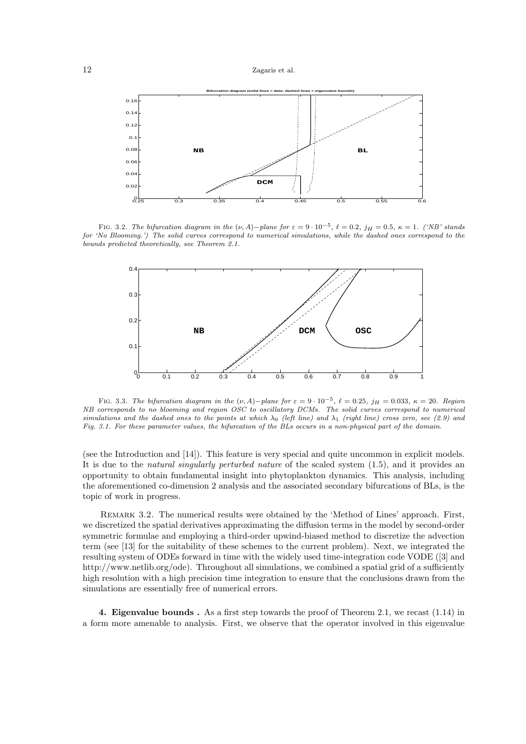Fig. 3.2. *The bifurcation diagram in the* $(\nu, A)-$*plane for* $\varepsilon = 9 \cdot 10^{-5}$, $\ell = 0.2$, $j_H = 0.5$, $\kappa = 1$. *('NB' stands for 'No Blooming.') The solid curves correspond to numerical simulations, while the dashed ones correspond to the bounds predicted theoretically, see Theorem 2.1.*

Fig. 3.3. *The bifurcation diagram in the* $(\nu, A)-$*plane for* $\varepsilon = 9 \cdot 10^{-5}$, $\ell = 0.25$, $j_H = 0.033$, $\kappa = 20$. *Region NB corresponds to no blooming and region OSC to oscillatory DCMs. The solid curves correspond to numerical simulations and the dashed ones to the points at which* $\lambda_0$ *(left line) and* $\lambda_1$ *(right line) cross zero, see (2.9) and Fig. 3.1. For these parameter values, the bifurcation of the BLs occurs in a non-physical part of the domain.*

(see the Introduction and [14]). This feature is very special and quite uncommon in explicit models. It is due to the *natural singularly perturbed nature* of the scaled system (1.5), and it provides an opportunity to obtain fundamental insight into phytoplankton dynamics. This analysis, including the aforementioned co-dimension 2 analysis and the associated secondary bifurcations of BLs, is the topic of work in progress.

Remark 3.2. The numerical results were obtained by the 'Method of Lines' approach. First, we discretized the spatial derivatives approximating the diffusion terms in the model by second-order symmetric formulae and employing a third-order upwind-biased method to discretize the advection term (see [13] for the suitability of these schemes to the current problem). Next, we integrated the resulting system of ODEs forward in time with the widely used time-integration code VODE ([3] and http://www.netlib.org/ode). Throughout all simulations, we combined a spatial grid of a sufficiently high resolution with a high precision time integration to ensure that the conclusions drawn from the simulations are essentially free of numerical errors.

**4. Eigenvalue bounds .** As a first step towards the proof of Theorem 2.1, we recast (1.14) in a form more amenable to analysis. First, we observe that the operator involved in this eigenvalue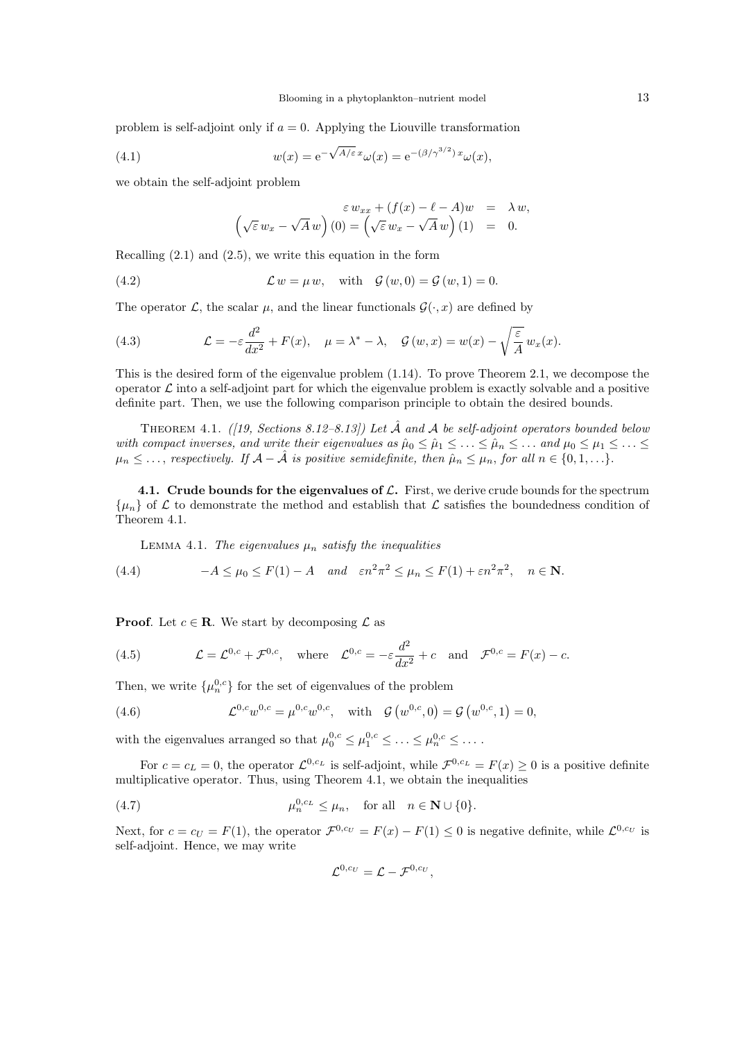problem is self-adjoint only if $a = 0$. Applying the Liouville transformation

$$w(x) = \mathrm{e}^{-\sqrt{A/\varepsilon}\,x}\omega(x) = \mathrm{e}^{-(\beta/\gamma^{3/2})\,x}\omega(x), \tag{4.1}$$

we obtain the self-adjoint problem

$$\begin{aligned} \varepsilon\, w_{xx} + (f(x) - \ell - A)w &= \lambda\, w, \\ \left(\sqrt{\varepsilon}\, w_x - \sqrt{A}\, w\right)(0) = \left(\sqrt{\varepsilon}\, w_x - \sqrt{A}\, w\right)(1) &= 0. \end{aligned}$$

Recalling (2.1) and (2.5), we write this equation in the form

$$\mathcal{L}\, w = \mu\, w, \quad \text{with} \quad \mathcal{G}\,(w, 0) = \mathcal{G}\,(w, 1) = 0. \tag{4.2}$$

The operator $\mathcal{L}$, the scalar $\mu$, and the linear functionals $\mathcal{G}(\cdot, x)$ are defined by

$$\mathcal{L} = -\varepsilon \frac{d^2}{dx^2} + F(x), \quad \mu = \lambda^* - \lambda, \quad \mathcal{G}\,(w, x) = w(x) - \sqrt{\frac{\varepsilon}{A}}\, w_x(x). \tag{4.3}$$

This is the desired form of the eigenvalue problem (1.14). To prove Theorem 2.1, we decompose the operator $\mathcal{L}$ into a self-adjoint part for which the eigenvalue problem is exactly solvable and a positive definite part. Then, we use the following comparison principle to obtain the desired bounds.

**Theorem 4.1.** *([19, Sections 8.12–8.13]) Let $\hat{\mathcal{A}}$ and $\mathcal{A}$ be self-adjoint operators bounded below with compact inverses, and write their eigenvalues as $\hat{\mu}_0 \leq \hat{\mu}_1 \leq \ldots \leq \hat{\mu}_n \leq \ldots$ and $\mu_0 \leq \mu_1 \leq \ldots \leq \mu_n \leq \ldots$, respectively. If $\mathcal{A} - \hat{\mathcal{A}}$ is positive semidefinite, then $\hat{\mu}_n \leq \mu_n$, for all $n \in \{0, 1, \ldots\}$.*

### 4.1. Crude bounds for the eigenvalues of $\mathcal{L}$.

First, we derive crude bounds for the spectrum $\{\mu_n\}$ of $\mathcal{L}$ to demonstrate the method and establish that $\mathcal{L}$ satisfies the boundedness condition of Theorem 4.1.

**Lemma 4.1.** *The eigenvalues $\mu_n$ satisfy the inequalities*

$$-A \leq \mu_0 \leq F(1) - A \quad \textit{and} \quad \varepsilon n^2 \pi^2 \leq \mu_n \leq F(1) + \varepsilon n^2 \pi^2, \quad n \in \mathbf{N}. \tag{4.4}$$

**Proof**. Let $c \in \mathbf{R}$. We start by decomposing $\mathcal{L}$ as

$$\mathcal{L} = \mathcal{L}^{0,c} + \mathcal{F}^{0,c}, \quad \text{where} \quad \mathcal{L}^{0,c} = -\varepsilon \frac{d^2}{dx^2} + c \quad \text{and} \quad \mathcal{F}^{0,c} = F(x) - c. \tag{4.5}$$

Then, we write $\{\mu_n^{0,c}\}$ for the set of eigenvalues of the problem

$$\mathcal{L}^{0,c} w^{0,c} = \mu^{0,c} w^{0,c}, \quad \text{with} \quad \mathcal{G}\left(w^{0,c}, 0\right) = \mathcal{G}\left(w^{0,c}, 1\right) = 0, \tag{4.6}$$

with the eigenvalues arranged so that $\mu_0^{0,c} \leq \mu_1^{0,c} \leq \ldots \leq \mu_n^{0,c} \leq \ldots$.

For $c = c_L = 0$, the operator $\mathcal{L}^{0,c_L}$ is self-adjoint, while $\mathcal{F}^{0,c_L} = F(x) \geq 0$ is a positive definite multiplicative operator. Thus, using Theorem 4.1, we obtain the inequalities

$$\mu_n^{0,c_L} \leq \mu_n, \quad \text{for all} \quad n \in \mathbf{N} \cup \{0\}. \tag{4.7}$$

Next, for $c = c_U = F(1)$, the operator $\mathcal{F}^{0,c_U} = F(x) - F(1) \leq 0$ is negative definite, while $\mathcal{L}^{0,c_U}$ is self-adjoint. Hence, we may write

$$\mathcal{L}^{0,c_U} = \mathcal{L} - \mathcal{F}^{0,c_U},$$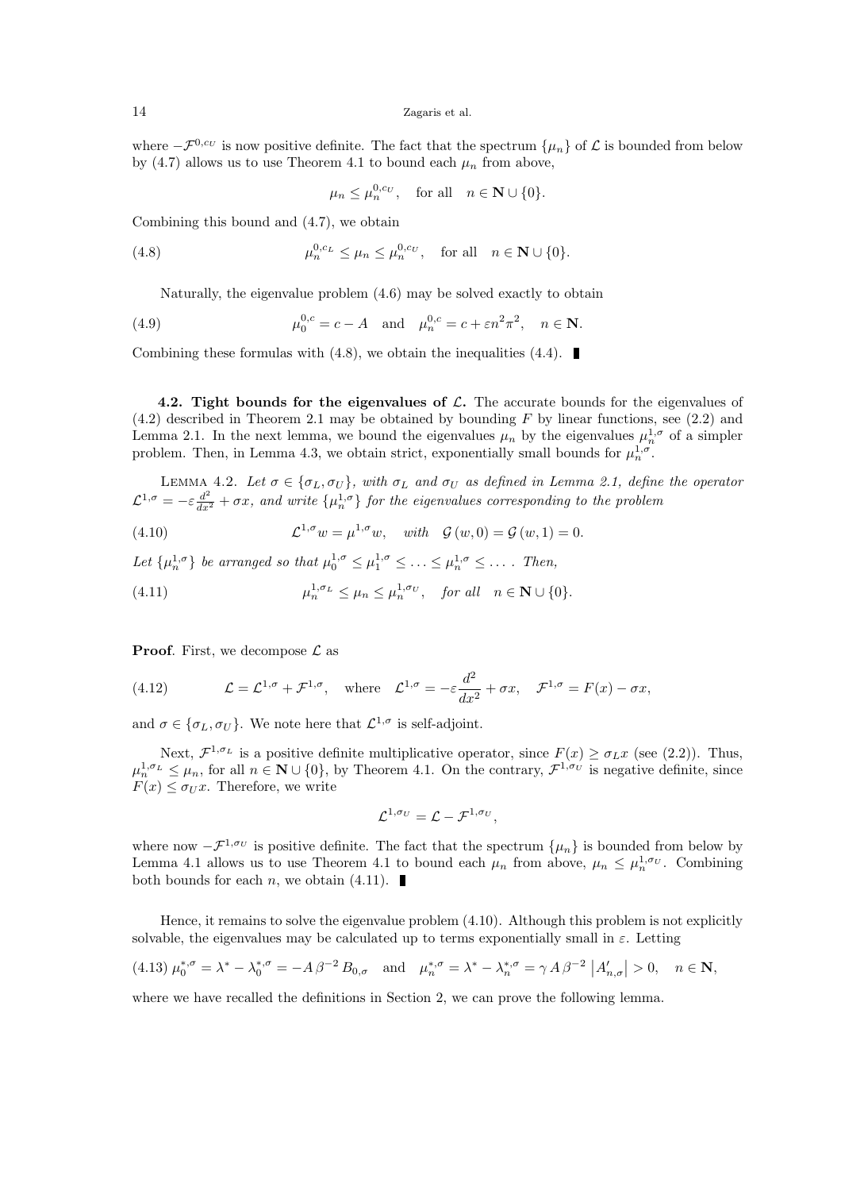where $-\mathcal{F}^{0,c_U}$ is now positive definite. The fact that the spectrum $\{\mu_n\}$ of $\mathcal{L}$ is bounded from below by (4.7) allows us to use Theorem 4.1 to bound each $\mu_n$ from above,

$$\mu_n \leq \mu_n^{0,c_U}, \quad \text{for all} \quad n \in \mathbf{N} \cup \{0\}.$$

Combining this bound and (4.7), we obtain

$$\mu_n^{0,c_L} \leq \mu_n \leq \mu_n^{0,c_U}, \quad \text{for all} \quad n \in \mathbf{N} \cup \{0\}. \tag{4.8}$$

Naturally, the eigenvalue problem (4.6) may be solved exactly to obtain

$$\mu_0^{0,c} = c - A \quad \text{and} \quad \mu_n^{0,c} = c + \varepsilon n^2 \pi^2, \quad n \in \mathbf{N}. \tag{4.9}$$

Combining these formulas with (4.8), we obtain the inequalities (4.4). ∎

**4.2. Tight bounds for the eigenvalues of $\mathcal{L}$.** The accurate bounds for the eigenvalues of (4.2) described in Theorem 2.1 may be obtained by bounding $F$ by linear functions, see (2.2) and Lemma 2.1. In the next lemma, we bound the eigenvalues $\mu_n$ by the eigenvalues $\mu_n^{1,\sigma}$ of a simpler problem. Then, in Lemma 4.3, we obtain strict, exponentially small bounds for $\mu_n^{1,\sigma}$.

Lemma 4.2. *Let $\sigma \in \{\sigma_L, \sigma_U\}$, with $\sigma_L$ and $\sigma_U$ as defined in Lemma 2.1, define the operator $\mathcal{L}^{1,\sigma} = -\varepsilon \frac{d^2}{dx^2} + \sigma x$, and write $\{\mu_n^{1,\sigma}\}$ for the eigenvalues corresponding to the problem*

$$\mathcal{L}^{1,\sigma} w = \mu^{1,\sigma} w, \quad \text{with} \quad \mathcal{G}(w, 0) = \mathcal{G}(w, 1) = 0. \tag{4.10}$$

*Let $\{\mu_n^{1,\sigma}\}$ be arranged so that $\mu_0^{1,\sigma} \leq \mu_1^{1,\sigma} \leq \ldots \leq \mu_n^{1,\sigma} \leq \ldots$ . Then,*

$$\mu_n^{1,\sigma_L} \leq \mu_n \leq \mu_n^{1,\sigma_U}, \quad \text{for all} \quad n \in \mathbf{N} \cup \{0\}. \tag{4.11}$$

**Proof**. First, we decompose $\mathcal{L}$ as

$$\mathcal{L} = \mathcal{L}^{1,\sigma} + \mathcal{F}^{1,\sigma}, \quad \text{where} \quad \mathcal{L}^{1,\sigma} = -\varepsilon \frac{d^2}{dx^2} + \sigma x, \quad \mathcal{F}^{1,\sigma} = F(x) - \sigma x, \tag{4.12}$$

and $\sigma \in \{\sigma_L, \sigma_U\}$. We note here that $\mathcal{L}^{1,\sigma}$ is self-adjoint.

Next, $\mathcal{F}^{1,\sigma_L}$ is a positive definite multiplicative operator, since $F(x) \geq \sigma_L x$ (see (2.2)). Thus, $\mu_n^{1,\sigma_L} \leq \mu_n$, for all $n \in \mathbf{N} \cup \{0\}$, by Theorem 4.1. On the contrary, $\mathcal{F}^{1,\sigma_U}$ is negative definite, since $F(x) \leq \sigma_U x$. Therefore, we write

$$\mathcal{L}^{1,\sigma_U} = \mathcal{L} - \mathcal{F}^{1,\sigma_U},$$

where now $-\mathcal{F}^{1,\sigma_U}$ is positive definite. The fact that the spectrum $\{\mu_n\}$ is bounded from below by Lemma 4.1 allows us to use Theorem 4.1 to bound each $\mu_n$ from above, $\mu_n \leq \mu_n^{1,\sigma_U}$. Combining both bounds for each $n$, we obtain (4.11). ∎

Hence, it remains to solve the eigenvalue problem (4.10). Although this problem is not explicitly solvable, the eigenvalues may be calculated up to terms exponentially small in $\varepsilon$. Letting

$$\mu_0^{*,\sigma} = \lambda^* - \lambda_0^{*,\sigma} = -A\,\beta^{-2}\,B_{0,\sigma} \quad \text{and} \quad \mu_n^{*,\sigma} = \lambda^* - \lambda_n^{*,\sigma} = \gamma\,A\,\beta^{-2}\left|A'_{n,\sigma}\right| > 0, \quad n \in \mathbf{N}, \tag{4.13}$$

where we have recalled the definitions in Section 2, we can prove the following lemma.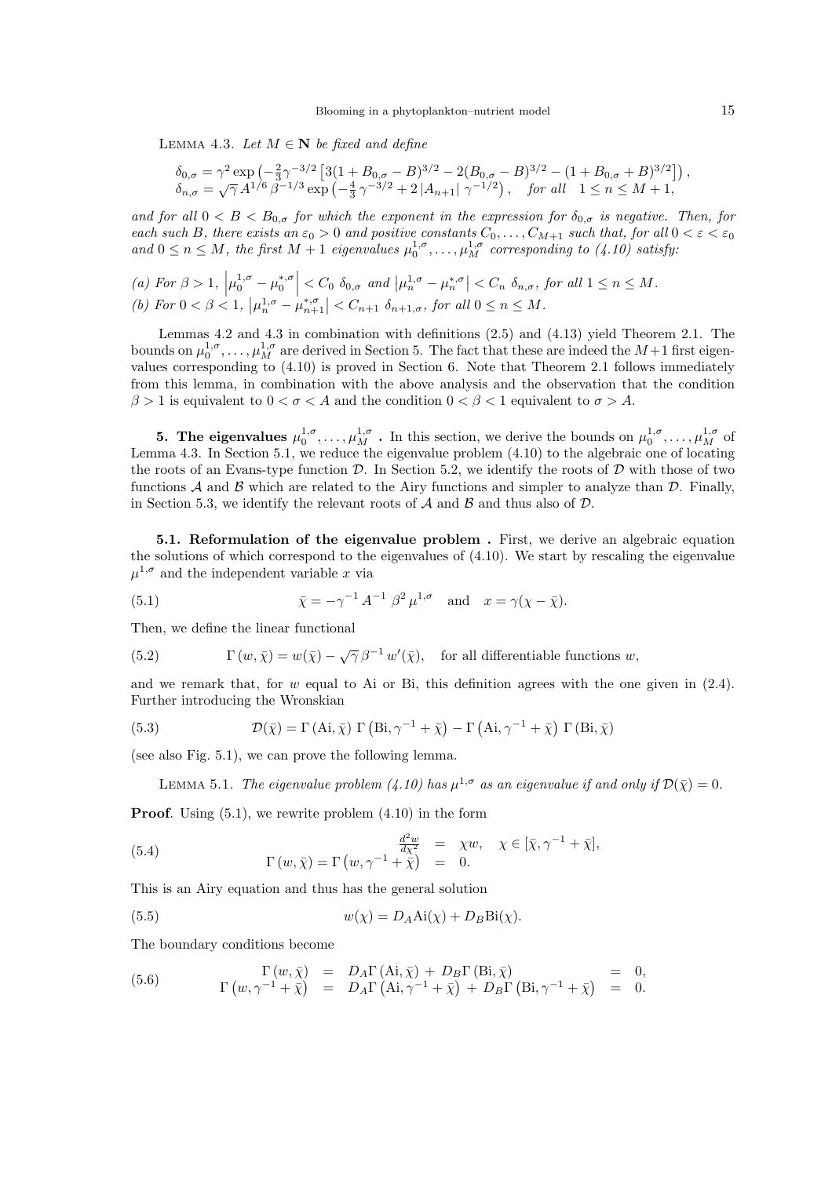LEMMA 4.3. *Let $M \in \mathbf{N}$ be fixed and define*

$$
\begin{aligned}
\delta_{0,\sigma} &= \gamma^2 \exp\left(-\tfrac{2}{3}\gamma^{-3/2}\left[3(1+B_{0,\sigma}-B)^{3/2} - 2(B_{0,\sigma}-B)^{3/2} - (1+B_{0,\sigma}+B)^{3/2}\right]\right), \\
\delta_{n,\sigma} &= \sqrt{\gamma}\, A^{1/6}\, \beta^{-1/3} \exp\left(-\tfrac{4}{3}\gamma^{-3/2} + 2\,|A_{n+1}|\,\gamma^{-1/2}\right), \quad \text{for all} \quad 1 \le n \le M+1,
\end{aligned}
$$

*and for all $0 < B < B_{0,\sigma}$ for which the exponent in the expression for $\delta_{0,\sigma}$ is negative. Then, for each such $B$, there exists an $\varepsilon_0 > 0$ and positive constants $C_0, \ldots, C_{M+1}$ such that, for all $0 < \varepsilon < \varepsilon_0$ and $0 \le n \le M$, the first $M+1$ eigenvalues $\mu_0^{1,\sigma}, \ldots, \mu_M^{1,\sigma}$ corresponding to (4.10) satisfy:*

*(a) For $\beta > 1$, $\left|\mu_0^{1,\sigma} - \mu_0^{*,\sigma}\right| < C_0\ \delta_{0,\sigma}$ and $\left|\mu_n^{1,\sigma} - \mu_n^{*,\sigma}\right| < C_n\ \delta_{n,\sigma}$, for all $1 \le n \le M$.*

*(b) For $0 < \beta < 1$, $\left|\mu_n^{1,\sigma} - \mu_{n+1}^{*,\sigma}\right| < C_{n+1}\ \delta_{n+1,\sigma}$, for all $0 \le n \le M$.*

Lemmas 4.2 and 4.3 in combination with definitions (2.5) and (4.13) yield Theorem 2.1. The bounds on $\mu_0^{1,\sigma}, \ldots, \mu_M^{1,\sigma}$ are derived in Section 5. The fact that these are indeed the $M+1$ first eigenvalues corresponding to (4.10) is proved in Section 6. Note that Theorem 2.1 follows immediately from this lemma, in combination with the above analysis and the observation that the condition $\beta > 1$ is equivalent to $0 < \sigma < A$ and the condition $0 < \beta < 1$ equivalent to $\sigma > A$.

## 5. The eigenvalues $\mu_0^{1,\sigma}, \ldots, \mu_M^{1,\sigma}$ .

In this section, we derive the bounds on $\mu_0^{1,\sigma}, \ldots, \mu_M^{1,\sigma}$ of Lemma 4.3. In Section 5.1, we reduce the eigenvalue problem (4.10) to the algebraic one of locating the roots of an Evans-type function $\mathcal{D}$. In Section 5.2, we identify the roots of $\mathcal{D}$ with those of two functions $\mathcal{A}$ and $\mathcal{B}$ which are related to the Airy functions and simpler to analyze than $\mathcal{D}$. Finally, in Section 5.3, we identify the relevant roots of $\mathcal{A}$ and $\mathcal{B}$ and thus also of $\mathcal{D}$.

**5.1. Reformulation of the eigenvalue problem .** First, we derive an algebraic equation the solutions of which correspond to the eigenvalues of (4.10). We start by rescaling the eigenvalue $\mu^{1,\sigma}$ and the independent variable $x$ via

$$
\bar{\chi} = -\gamma^{-1}\, A^{-1}\, \beta^2\, \mu^{1,\sigma} \quad \text{and} \quad x = \gamma(\chi - \bar{\chi}). \tag{5.1}
$$

Then, we define the linear functional

$$
\Gamma\left(w, \bar{\chi}\right) = w(\bar{\chi}) - \sqrt{\gamma}\,\beta^{-1}\, w'(\bar{\chi}), \quad \text{for all differentiable functions } w, \tag{5.2}
$$

and we remark that, for $w$ equal to Ai or Bi, this definition agrees with the one given in (2.4). Further introducing the Wronskian

$$
\mathcal{D}(\bar{\chi}) = \Gamma\left(\mathrm{Ai}, \bar{\chi}\right)\, \Gamma\left(\mathrm{Bi}, \gamma^{-1} + \bar{\chi}\right) - \Gamma\left(\mathrm{Ai}, \gamma^{-1} + \bar{\chi}\right)\, \Gamma\left(\mathrm{Bi}, \bar{\chi}\right) \tag{5.3}
$$

(see also Fig. 5.1), we can prove the following lemma.

LEMMA 5.1. *The eigenvalue problem (4.10) has $\mu^{1,\sigma}$ as an eigenvalue if and only if $\mathcal{D}(\bar{\chi}) = 0$.*

**Proof**. Using (5.1), we rewrite problem (4.10) in the form

$$
\begin{aligned}
\frac{d^2 w}{d\chi^2} &= \chi w, \quad \chi \in [\bar{\chi}, \gamma^{-1} + \bar{\chi}], \\
\Gamma\left(w, \bar{\chi}\right) = \Gamma\left(w, \gamma^{-1} + \bar{\chi}\right) &= 0.
\end{aligned} \tag{5.4}
$$

This is an Airy equation and thus has the general solution

$$
w(\chi) = D_A \mathrm{Ai}(\chi) + D_B \mathrm{Bi}(\chi). \tag{5.5}
$$

The boundary conditions become

$$
\begin{aligned}
\Gamma\left(w, \bar{\chi}\right) &= D_A \Gamma\left(\mathrm{Ai}, \bar{\chi}\right) + D_B \Gamma\left(\mathrm{Bi}, \bar{\chi}\right) &= 0, \\
\Gamma\left(w, \gamma^{-1} + \bar{\chi}\right) &= D_A \Gamma\left(\mathrm{Ai}, \gamma^{-1} + \bar{\chi}\right) + D_B \Gamma\left(\mathrm{Bi}, \gamma^{-1} + \bar{\chi}\right) &= 0.
\end{aligned} \tag{5.6}
$$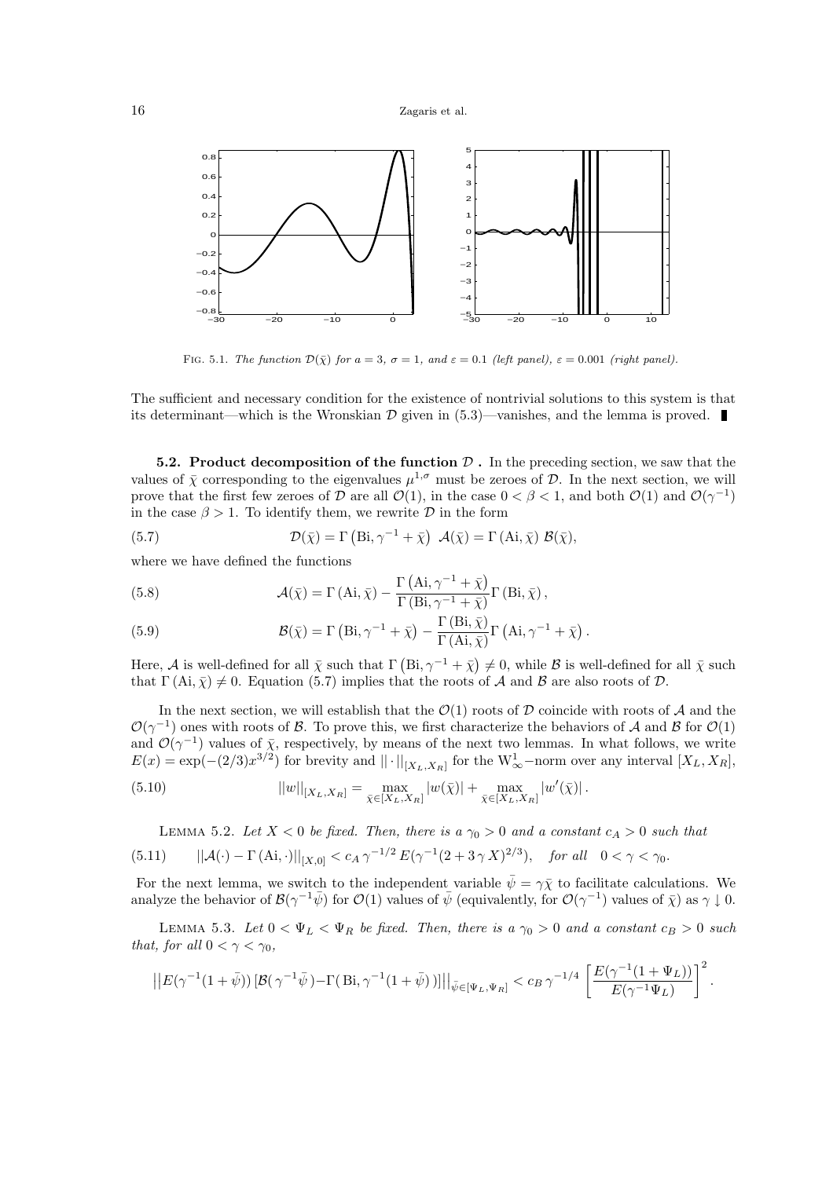FIG. 5.1. *The function $\mathcal{D}(\bar{\chi})$ for $a = 3$, $\sigma = 1$, and $\varepsilon = 0.1$ (left panel), $\varepsilon = 0.001$ (right panel).*

The sufficient and necessary condition for the existence of nontrivial solutions to this system is that its determinant—which is the Wronskian $\mathcal{D}$ given in (5.3)—vanishes, and the lemma is proved. ∎

**5.2. Product decomposition of the function $\mathcal{D}$ .** In the preceding section, we saw that the values of $\bar{\chi}$ corresponding to the eigenvalues $\mu^{1,\sigma}$ must be zeroes of $\mathcal{D}$. In the next section, we will prove that the first few zeroes of $\mathcal{D}$ are all $\mathcal{O}(1)$, in the case $0 < \beta < 1$, and both $\mathcal{O}(1)$ and $\mathcal{O}(\gamma^{-1})$ in the case $\beta > 1$. To identify them, we rewrite $\mathcal{D}$ in the form

$$\mathcal{D}(\bar{\chi}) = \Gamma\left(\mathrm{Bi}, \gamma^{-1} + \bar{\chi}\right)\ \mathcal{A}(\bar{\chi}) = \Gamma\left(\mathrm{Ai}, \bar{\chi}\right)\ \mathcal{B}(\bar{\chi}), \tag{5.7}$$

where we have defined the functions

$$\mathcal{A}(\bar{\chi}) = \Gamma\left(\mathrm{Ai}, \bar{\chi}\right) - \frac{\Gamma\left(\mathrm{Ai}, \gamma^{-1} + \bar{\chi}\right)}{\Gamma\left(\mathrm{Bi}, \gamma^{-1} + \bar{\chi}\right)}\Gamma\left(\mathrm{Bi}, \bar{\chi}\right), \tag{5.8}$$

$$\mathcal{B}(\bar{\chi}) = \Gamma\left(\mathrm{Bi}, \gamma^{-1} + \bar{\chi}\right) - \frac{\Gamma\left(\mathrm{Bi}, \bar{\chi}\right)}{\Gamma\left(\mathrm{Ai}, \bar{\chi}\right)}\Gamma\left(\mathrm{Ai}, \gamma^{-1} + \bar{\chi}\right). \tag{5.9}$$

Here, $\mathcal{A}$ is well-defined for all $\bar{\chi}$ such that $\Gamma\left(\mathrm{Bi}, \gamma^{-1} + \bar{\chi}\right) \neq 0$, while $\mathcal{B}$ is well-defined for all $\bar{\chi}$ such that $\Gamma\left(\mathrm{Ai}, \bar{\chi}\right) \neq 0$. Equation (5.7) implies that the roots of $\mathcal{A}$ and $\mathcal{B}$ are also roots of $\mathcal{D}$.

In the next section, we will establish that the $\mathcal{O}(1)$ roots of $\mathcal{D}$ coincide with roots of $\mathcal{A}$ and the $\mathcal{O}(\gamma^{-1})$ ones with roots of $\mathcal{B}$. To prove this, we first characterize the behaviors of $\mathcal{A}$ and $\mathcal{B}$ for $\mathcal{O}(1)$ and $\mathcal{O}(\gamma^{-1})$ values of $\bar{\chi}$, respectively, by means of the next two lemmas. In what follows, we write $E(x) = \exp(-(2/3)x^{3/2})$ for brevity and $||\cdot||_{[X_L,X_R]}$ for the $\mathrm{W}^1_\infty-$norm over any interval $[X_L, X_R]$,

$$||w||_{[X_L,X_R]} = \max_{\bar{\chi}\in[X_L,X_R]} |w(\bar{\chi})| + \max_{\bar{\chi}\in[X_L,X_R]} |w'(\bar{\chi})| . \tag{5.10}$$

LEMMA 5.2. *Let $X < 0$ be fixed. Then, there is a $\gamma_0 > 0$ and a constant $c_A > 0$ such that*

$$||\mathcal{A}(\cdot) - \Gamma\left(\mathrm{Ai}, \cdot\right)||_{[X,0]} < c_A\, \gamma^{-1/2}\, E(\gamma^{-1}(2 + 3\,\gamma\, X)^{2/3}), \quad \text{for all} \quad 0 < \gamma < \gamma_0. \tag{5.11}$$

For the next lemma, we switch to the independent variable $\bar{\psi} = \gamma\bar{\chi}$ to facilitate calculations. We analyze the behavior of $\mathcal{B}(\gamma^{-1}\bar{\psi})$ for $\mathcal{O}(1)$ values of $\bar{\psi}$ (equivalently, for $\mathcal{O}(\gamma^{-1})$ values of $\bar{\chi}$) as $\gamma \downarrow 0$.

LEMMA 5.3. *Let $0 < \Psi_L < \Psi_R$ be fixed. Then, there is a $\gamma_0 > 0$ and a constant $c_B > 0$ such that, for all $0 < \gamma < \gamma_0$,*

$$\left|\left|E(\gamma^{-1}(1+\bar{\psi}))\left[\mathcal{B}(\gamma^{-1}\bar{\psi}) - \Gamma(\mathrm{Bi}, \gamma^{-1}(1+\bar{\psi}))\right]\right|\right|_{\bar{\psi}\in[\Psi_L,\Psi_R]} < c_B\, \gamma^{-1/4} \left[\frac{E(\gamma^{-1}(1+\Psi_L))}{E(\gamma^{-1}\Psi_L)}\right]^2 .$$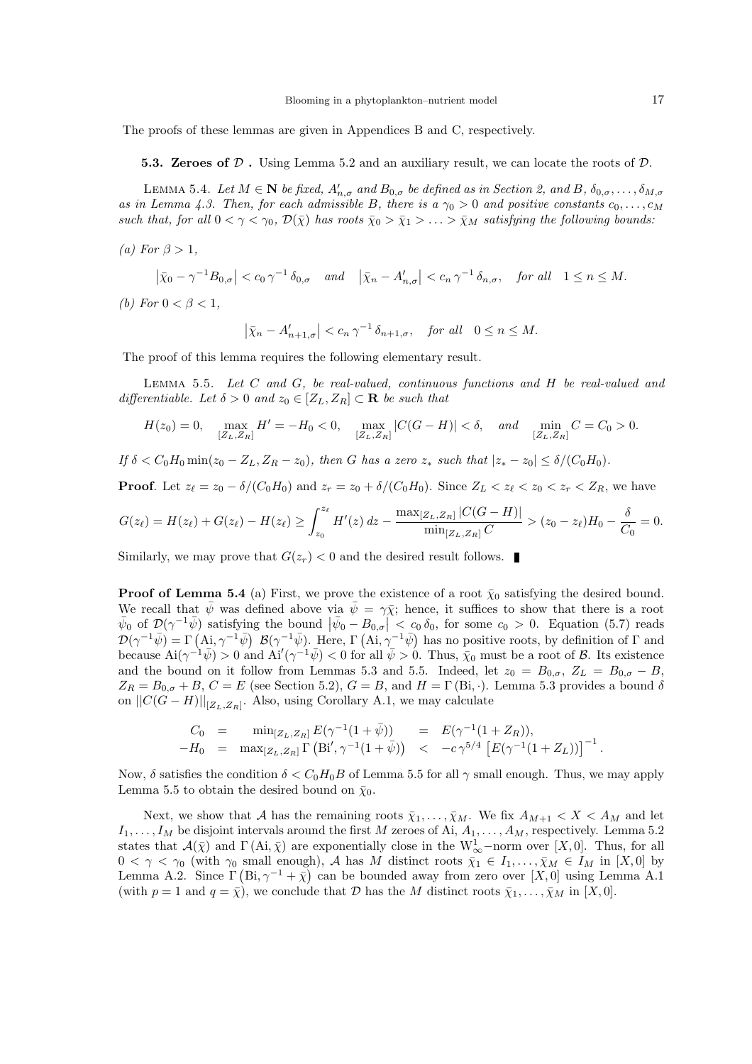The proofs of these lemmas are given in Appendices B and C, respectively.

**5.3. Zeroes of $\mathcal{D}$ .** Using Lemma 5.2 and an auxiliary result, we can locate the roots of $\mathcal{D}$.

Lemma 5.4. *Let $M \in \mathbf{N}$ be fixed, $A'_{n,\sigma}$ and $B_{0,\sigma}$ be defined as in Section 2, and $B$, $\delta_{0,\sigma}, \ldots, \delta_{M,\sigma}$ as in Lemma 4.3. Then, for each admissible $B$, there is a $\gamma_0 > 0$ and positive constants $c_0, \ldots, c_M$ such that, for all $0 < \gamma < \gamma_0$, $\mathcal{D}(\bar{\chi})$ has roots $\bar{\chi}_0 > \bar{\chi}_1 > \ldots > \bar{\chi}_M$ satisfying the following bounds:*

*(a) For $\beta > 1$,*

$$\left|\bar{\chi}_0 - \gamma^{-1} B_{0,\sigma}\right| < c_0\, \gamma^{-1}\, \delta_{0,\sigma} \quad \text{and} \quad \left|\bar{\chi}_n - A'_{n,\sigma}\right| < c_n\, \gamma^{-1}\, \delta_{n,\sigma}, \quad \text{for all} \quad 1 \le n \le M.$$

*(b) For $0 < \beta < 1$,*

$$\left|\bar{\chi}_n - A'_{n+1,\sigma}\right| < c_n\, \gamma^{-1}\, \delta_{n+1,\sigma}, \quad \text{for all} \quad 0 \le n \le M.$$

The proof of this lemma requires the following elementary result.

Lemma 5.5. *Let $C$ and $G$, be real-valued, continuous functions and $H$ be real-valued and differentiable. Let $\delta > 0$ and $z_0 \in [Z_L, Z_R] \subset \mathbf{R}$ be such that*

$$H(z_0) = 0, \quad \max_{[Z_L,Z_R]} H' = -H_0 < 0, \quad \max_{[Z_L,Z_R]} |C(G-H)| < \delta, \quad \text{and} \quad \min_{[Z_L,Z_R]} C = C_0 > 0.$$

*If $\delta < C_0 H_0 \min(z_0 - Z_L, Z_R - z_0)$, then $G$ has a zero $z_*$ such that $|z_* - z_0| \le \delta/(C_0 H_0)$.*

**Proof**. Let $z_\ell = z_0 - \delta/(C_0 H_0)$ and $z_r = z_0 + \delta/(C_0 H_0)$. Since $Z_L < z_\ell < z_0 < z_r < Z_R$, we have

$$G(z_\ell) = H(z_\ell) + G(z_\ell) - H(z_\ell) \ge \int_{z_0}^{z_\ell} H'(z)\, dz - \frac{\max_{[Z_L,Z_R]} |C(G-H)|}{\min_{[Z_L,Z_R]} C} > (z_0 - z_\ell) H_0 - \frac{\delta}{C_0} = 0.$$

Similarly, we may prove that $G(z_r) < 0$ and the desired result follows. ∎

**Proof of Lemma 5.4** (a) First, we prove the existence of a root $\bar{\chi}_0$ satisfying the desired bound. We recall that $\bar{\psi}$ was defined above via $\bar{\psi} = \gamma\bar{\chi}$; hence, it suffices to show that there is a root $\bar{\psi}_0$ of $\mathcal{D}(\gamma^{-1}\bar{\psi})$ satisfying the bound $\left|\bar{\psi}_0 - B_{0,\sigma}\right| < c_0\, \delta_0$, for some $c_0 > 0$. Equation (5.7) reads $\mathcal{D}(\gamma^{-1}\bar{\psi}) = \Gamma\left(\text{Ai}, \gamma^{-1}\bar{\psi}\right)\, \mathcal{B}(\gamma^{-1}\bar{\psi})$. Here, $\Gamma\left(\text{Ai}, \gamma^{-1}\bar{\psi}\right)$ has no positive roots, by definition of $\Gamma$ and because $\text{Ai}(\gamma^{-1}\bar{\psi}) > 0$ and $\text{Ai}'(\gamma^{-1}\bar{\psi}) < 0$ for all $\bar{\psi} > 0$. Thus, $\bar{\chi}_0$ must be a root of $\mathcal{B}$. Its existence and the bound on it follow from Lemmas 5.3 and 5.5. Indeed, let $z_0 = B_{0,\sigma}$, $Z_L = B_{0,\sigma} - B$, $Z_R = B_{0,\sigma} + B$, $C = E$ (see Section 5.2), $G = B$, and $H = \Gamma\left(\text{Bi}, \cdot\right)$. Lemma 5.3 provides a bound $\delta$ on $||C(G-H)||_{[Z_L,Z_R]}$. Also, using Corollary A.1, we may calculate

$$\begin{aligned} C_0 &= \min_{[Z_L,Z_R]} E(\gamma^{-1}(1+\bar{\psi})) &&= E(\gamma^{-1}(1+Z_R)), \\ -H_0 &= \max_{[Z_L,Z_R]} \Gamma\left(\text{Bi}', \gamma^{-1}(1+\bar{\psi})\right) &&< -c\,\gamma^{5/4}\left[E(\gamma^{-1}(1+Z_L))\right]^{-1}. \end{aligned}$$

Now, $\delta$ satisfies the condition $\delta < C_0 H_0 B$ of Lemma 5.5 for all $\gamma$ small enough. Thus, we may apply Lemma 5.5 to obtain the desired bound on $\bar{\chi}_0$.

Next, we show that $\mathcal{A}$ has the remaining roots $\bar{\chi}_1, \ldots, \bar{\chi}_M$. We fix $A_{M+1} < X < A_M$ and let $I_1, \ldots, I_M$ be disjoint intervals around the first $M$ zeroes of Ai, $A_1, \ldots, A_M$, respectively. Lemma 5.2 states that $\mathcal{A}(\bar{\chi})$ and $\Gamma\left(\text{Ai}, \bar{\chi}\right)$ are exponentially close in the $\text{W}^1_\infty$−norm over $[X, 0]$. Thus, for all $0 < \gamma < \gamma_0$ (with $\gamma_0$ small enough), $\mathcal{A}$ has $M$ distinct roots $\bar{\chi}_1 \in I_1, \ldots, \bar{\chi}_M \in I_M$ in $[X, 0]$ by Lemma A.2. Since $\Gamma\left(\text{Bi}, \gamma^{-1} + \bar{\chi}\right)$ can be bounded away from zero over $[X, 0]$ using Lemma A.1 (with $p = 1$ and $q = \bar{\chi}$), we conclude that $\mathcal{D}$ has the $M$ distinct roots $\bar{\chi}_1, \ldots, \bar{\chi}_M$ in $[X, 0]$.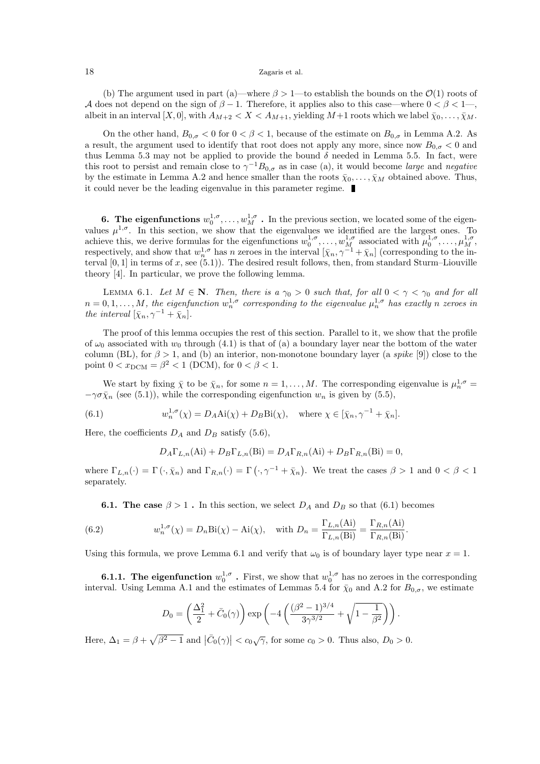(b) The argument used in part (a)—where $\beta > 1$—to establish the bounds on the $\mathcal{O}(1)$ roots of $\mathcal{A}$ does not depend on the sign of $\beta - 1$. Therefore, it applies also to this case—where $0 < \beta < 1$—, albeit in an interval $[X, 0]$, with $A_{M+2} < X < A_{M+1}$, yielding $M+1$ roots which we label $\bar{\chi}_0, \ldots, \bar{\chi}_M$.

On the other hand, $B_{0,\sigma} < 0$ for $0 < \beta < 1$, because of the estimate on $B_{0,\sigma}$ in Lemma A.2. As a result, the argument used to identify that root does not apply any more, since now $B_{0,\sigma} < 0$ and thus Lemma 5.3 may not be applied to provide the bound $\delta$ needed in Lemma 5.5. In fact, were this root to persist and remain close to $\gamma^{-1}B_{0,\sigma}$ as in case (a), it would become *large* and *negative* by the estimate in Lemma A.2 and hence smaller than the roots $\bar{\chi}_0, \ldots, \bar{\chi}_M$ obtained above. Thus, it could never be the leading eigenvalue in this parameter regime. ∎

## 6. The eigenfunctions $w_0^{1,\sigma}, \ldots, w_M^{1,\sigma}$.

In the previous section, we located some of the eigenvalues $\mu^{1,\sigma}$. In this section, we show that the eigenvalues we identified are the largest ones. To achieve this, we derive formulas for the eigenfunctions $w_0^{1,\sigma}, \ldots, w_M^{1,\sigma}$ associated with $\mu_0^{1,\sigma}, \ldots, \mu_M^{1,\sigma}$, respectively, and show that $w_n^{1,\sigma}$ has $n$ zeroes in the interval $[\bar{\chi}_n, \gamma^{-1} + \bar{\chi}_n]$ (corresponding to the interval $[0, 1]$ in terms of $x$, see (5.1)). The desired result follows, then, from standard Sturm–Liouville theory [4]. In particular, we prove the following lemma.

Lemma 6.1. *Let $M \in \mathbf{N}$. Then, there is a $\gamma_0 > 0$ such that, for all $0 < \gamma < \gamma_0$ and for all $n = 0, 1, \ldots, M$, the eigenfunction $w_n^{1,\sigma}$ corresponding to the eigenvalue $\mu_n^{1,\sigma}$ has exactly $n$ zeroes in the interval $[\bar{\chi}_n, \gamma^{-1} + \bar{\chi}_n]$.*

The proof of this lemma occupies the rest of this section. Parallel to it, we show that the profile of $\omega_0$ associated with $w_0$ through (4.1) is that of (a) a boundary layer near the bottom of the water column (BL), for $\beta > 1$, and (b) an interior, non-monotone boundary layer (a *spike* [9]) close to the point $0 < x_{\rm DCM} = \beta^2 < 1$ (DCM), for $0 < \beta < 1$.

We start by fixing $\bar{\chi}$ to be $\bar{\chi}_n$, for some $n = 1, \ldots, M$. The corresponding eigenvalue is $\mu_n^{1,\sigma} = -\gamma\sigma\bar{\chi}_n$ (see (5.1)), while the corresponding eigenfunction $w_n$ is given by (5.5),

$$w_n^{1,\sigma}(\chi) = D_A \text{Ai}(\chi) + D_B \text{Bi}(\chi), \quad \text{where } \chi \in [\bar{\chi}_n, \gamma^{-1} + \bar{\chi}_n]. \tag{6.1}$$

Here, the coefficients $D_A$ and $D_B$ satisfy (5.6),

$$D_A \Gamma_{L,n}(\text{Ai}) + D_B \Gamma_{L,n}(\text{Bi}) = D_A \Gamma_{R,n}(\text{Ai}) + D_B \Gamma_{R,n}(\text{Bi}) = 0,$$

where $\Gamma_{L,n}(\cdot) = \Gamma(\cdot, \bar{\chi}_n)$ and $\Gamma_{R,n}(\cdot) = \Gamma(\cdot, \gamma^{-1} + \bar{\chi}_n)$. We treat the cases $\beta > 1$ and $0 < \beta < 1$ separately.

### 6.1. The case $\beta > 1$.

In this section, we select $D_A$ and $D_B$ so that (6.1) becomes

$$w_n^{1,\sigma}(\chi) = D_n \text{Bi}(\chi) - \text{Ai}(\chi), \quad \text{with } D_n = \frac{\Gamma_{L,n}(\text{Ai})}{\Gamma_{L,n}(\text{Bi})} = \frac{\Gamma_{R,n}(\text{Ai})}{\Gamma_{R,n}(\text{Bi})}. \tag{6.2}$$

Using this formula, we prove Lemma 6.1 and verify that $\omega_0$ is of boundary layer type near $x = 1$.

#### 6.1.1. The eigenfunction $w_0^{1,\sigma}$.

First, we show that $w_0^{1,\sigma}$ has no zeroes in the corresponding interval. Using Lemma A.1 and the estimates of Lemmas 5.4 for $\bar{\chi}_0$ and A.2 for $B_{0,\sigma}$, we estimate

$$D_0 = \left( \frac{\Delta_1^2}{2} + \bar{C}_0(\gamma) \right) \exp\left( -4 \left( \frac{(\beta^2 - 1)^{3/4}}{3\gamma^{3/2}} + \sqrt{1 - \frac{1}{\beta^2}} \right) \right).$$

Here, $\Delta_1 = \beta + \sqrt{\beta^2 - 1}$ and $\left|\bar{C}_0(\gamma)\right| < c_0\sqrt{\gamma}$, for some $c_0 > 0$. Thus also, $D_0 > 0$.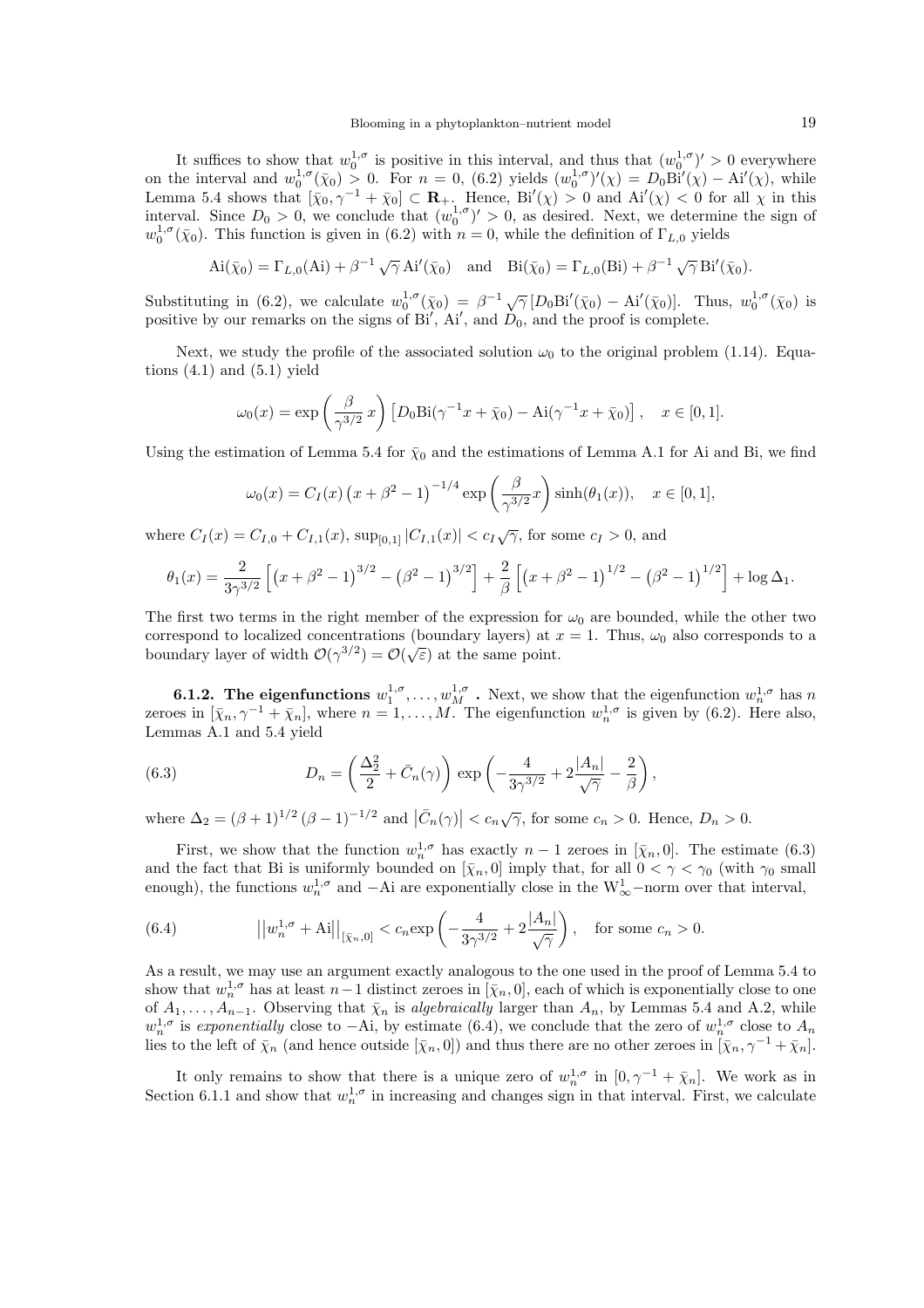It suffices to show that $w_0^{1,\sigma}$ is positive in this interval, and thus that $(w_0^{1,\sigma})' > 0$ everywhere on the interval and $w_0^{1,\sigma}(\bar{\chi}_0) > 0$. For $n = 0$, (6.2) yields $(w_0^{1,\sigma})'(\chi) = D_0 \mathrm{Bi}'(\chi) - \mathrm{Ai}'(\chi)$, while Lemma 5.4 shows that $[\bar{\chi}_0, \gamma^{-1} + \bar{\chi}_0] \subset \mathbf{R}_+$. Hence, $\mathrm{Bi}'(\chi) > 0$ and $\mathrm{Ai}'(\chi) < 0$ for all $\chi$ in this interval. Since $D_0 > 0$, we conclude that $(w_0^{1,\sigma})' > 0$, as desired. Next, we determine the sign of $w_0^{1,\sigma}(\bar{\chi}_0)$. This function is given in (6.2) with $n = 0$, while the definition of $\Gamma_{L,0}$ yields

$$\mathrm{Ai}(\bar{\chi}_0) = \Gamma_{L,0}(\mathrm{Ai}) + \beta^{-1}\sqrt{\gamma}\,\mathrm{Ai}'(\bar{\chi}_0) \quad \text{and} \quad \mathrm{Bi}(\bar{\chi}_0) = \Gamma_{L,0}(\mathrm{Bi}) + \beta^{-1}\sqrt{\gamma}\,\mathrm{Bi}'(\bar{\chi}_0).$$

Substituting in (6.2), we calculate $w_0^{1,\sigma}(\bar{\chi}_0) = \beta^{-1}\sqrt{\gamma}\,[D_0 \mathrm{Bi}'(\bar{\chi}_0) - \mathrm{Ai}'(\bar{\chi}_0)]$. Thus, $w_0^{1,\sigma}(\bar{\chi}_0)$ is positive by our remarks on the signs of $\mathrm{Bi}'$, $\mathrm{Ai}'$, and $D_0$, and the proof is complete.

Next, we study the profile of the associated solution $\omega_0$ to the original problem (1.14). Equations (4.1) and (5.1) yield

$$\omega_0(x) = \exp\left(\frac{\beta}{\gamma^{3/2}}\,x\right)\left[D_0 \mathrm{Bi}(\gamma^{-1}x + \bar{\chi}_0) - \mathrm{Ai}(\gamma^{-1}x + \bar{\chi}_0)\right], \quad x \in [0,1].$$

Using the estimation of Lemma 5.4 for $\bar{\chi}_0$ and the estimations of Lemma A.1 for Ai and Bi, we find

$$\omega_0(x) = C_I(x)\left(x + \beta^2 - 1\right)^{-1/4} \exp\left(\frac{\beta}{\gamma^{3/2}}x\right)\sinh(\theta_1(x)), \quad x \in [0,1],$$

where $C_I(x) = C_{I,0} + C_{I,1}(x)$, $\sup_{[0,1]}|C_{I,1}(x)| < c_I\sqrt{\gamma}$, for some $c_I > 0$, and

$$\theta_1(x) = \frac{2}{3\gamma^{3/2}}\left[\left(x + \beta^2 - 1\right)^{3/2} - \left(\beta^2 - 1\right)^{3/2}\right] + \frac{2}{\beta}\left[\left(x + \beta^2 - 1\right)^{1/2} - \left(\beta^2 - 1\right)^{1/2}\right] + \log \Delta_1.$$

The first two terms in the right member of the expression for $\omega_0$ are bounded, while the other two correspond to localized concentrations (boundary layers) at $x = 1$. Thus, $\omega_0$ also corresponds to a boundary layer of width $\mathcal{O}(\gamma^{3/2}) = \mathcal{O}(\sqrt{\varepsilon})$ at the same point.

**6.1.2. The eigenfunctions $w_1^{1,\sigma}, \ldots, w_M^{1,\sigma}$ .** Next, we show that the eigenfunction $w_n^{1,\sigma}$ has $n$ zeroes in $[\bar{\chi}_n, \gamma^{-1} + \bar{\chi}_n]$, where $n = 1, \ldots, M$. The eigenfunction $w_n^{1,\sigma}$ is given by (6.2). Here also, Lemmas A.1 and 5.4 yield

$$D_n = \left(\frac{\Delta_2^2}{2} + \bar{C}_n(\gamma)\right)\exp\left(-\frac{4}{3\gamma^{3/2}} + 2\frac{|A_n|}{\sqrt{\gamma}} - \frac{2}{\beta}\right), \tag{6.3}$$

where $\Delta_2 = (\beta+1)^{1/2}(\beta-1)^{-1/2}$ and $\left|\bar{C}_n(\gamma)\right| < c_n\sqrt{\gamma}$, for some $c_n > 0$. Hence, $D_n > 0$.

First, we show that the function $w_n^{1,\sigma}$ has exactly $n-1$ zeroes in $[\bar{\chi}_n, 0]$. The estimate (6.3) and the fact that Bi is uniformly bounded on $[\bar{\chi}_n, 0]$ imply that, for all $0 < \gamma < \gamma_0$ (with $\gamma_0$ small enough), the functions $w_n^{1,\sigma}$ and $-\mathrm{Ai}$ are exponentially close in the $\mathrm{W}^1_\infty$–norm over that interval,

$$\left|\left|w_n^{1,\sigma} + \mathrm{Ai}\right|\right|_{[\bar{\chi}_n, 0]} < c_n \exp\left(-\frac{4}{3\gamma^{3/2}} + 2\frac{|A_n|}{\sqrt{\gamma}}\right), \quad \text{for some } c_n > 0. \tag{6.4}$$

As a result, we may use an argument exactly analogous to the one used in the proof of Lemma 5.4 to show that $w_n^{1,\sigma}$ has at least $n-1$ distinct zeroes in $[\bar{\chi}_n, 0]$, each of which is exponentially close to one of $A_1, \ldots, A_{n-1}$. Observing that $\bar{\chi}_n$ is *algebraically* larger than $A_n$, by Lemmas 5.4 and A.2, while $w_n^{1,\sigma}$ is *exponentially* close to $-\mathrm{Ai}$, by estimate (6.4), we conclude that the zero of $w_n^{1,\sigma}$ close to $A_n$ lies to the left of $\bar{\chi}_n$ (and hence outside $[\bar{\chi}_n, 0]$) and thus there are no other zeroes in $[\bar{\chi}_n, \gamma^{-1} + \bar{\chi}_n]$.

It only remains to show that there is a unique zero of $w_n^{1,\sigma}$ in $[0, \gamma^{-1} + \bar{\chi}_n]$. We work as in Section 6.1.1 and show that $w_n^{1,\sigma}$ in increasing and changes sign in that interval. First, we calculate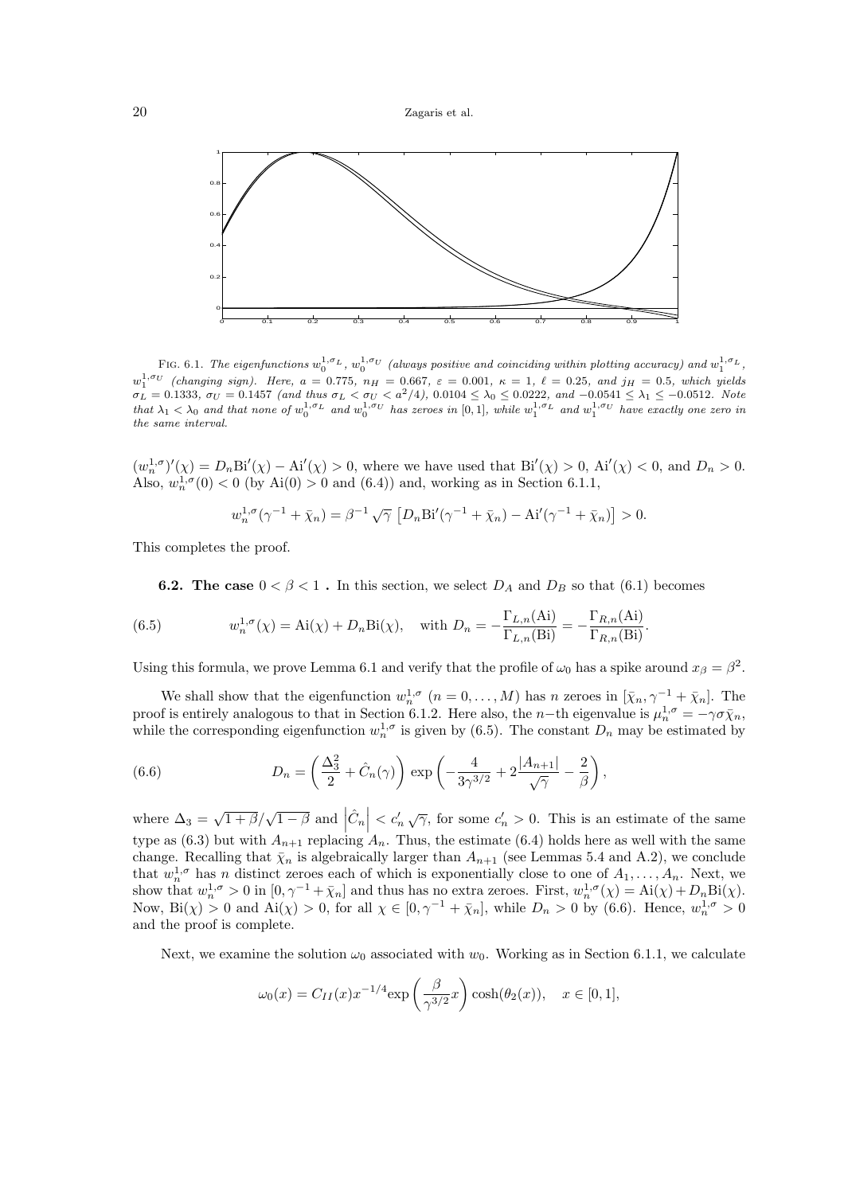FIG. 6.1. *The eigenfunctions $w_0^{1,\sigma_L}$, $w_0^{1,\sigma_U}$ (always positive and coinciding within plotting accuracy) and $w_1^{1,\sigma_L}$, $w_1^{1,\sigma_U}$ (changing sign). Here, $a = 0.775$, $n_H = 0.667$, $\varepsilon = 0.001$, $\kappa = 1$, $\ell = 0.25$, and $j_H = 0.5$, which yields $\sigma_L = 0.1333$, $\sigma_U = 0.1457$ (and thus $\sigma_L < \sigma_U < a^2/4$), $0.0104 \leq \lambda_0 \leq 0.0222$, and $-0.0541 \leq \lambda_1 \leq -0.0512$. Note that $\lambda_1 < \lambda_0$ and that none of $w_0^{1,\sigma_L}$ and $w_0^{1,\sigma_U}$ has zeroes in $[0,1]$, while $w_1^{1,\sigma_L}$ and $w_1^{1,\sigma_U}$ have exactly one zero in the same interval.*

$(w_n^{1,\sigma})'(\chi) = D_n\mathrm{Bi}'(\chi) - \mathrm{Ai}'(\chi) > 0$, where we have used that $\mathrm{Bi}'(\chi) > 0$, $\mathrm{Ai}'(\chi) < 0$, and $D_n > 0$. Also, $w_n^{1,\sigma}(0) < 0$ (by $\mathrm{Ai}(0) > 0$ and (6.4)) and, working as in Section 6.1.1,

$$w_n^{1,\sigma}(\gamma^{-1} + \bar{\chi}_n) = \beta^{-1}\sqrt{\gamma}\left[D_n\mathrm{Bi}'(\gamma^{-1} + \bar{\chi}_n) - \mathrm{Ai}'(\gamma^{-1} + \bar{\chi}_n)\right] > 0.$$

This completes the proof.

**6.2. The case $0 < \beta < 1$ .** In this section, we select $D_A$ and $D_B$ so that (6.1) becomes

$$w_n^{1,\sigma}(\chi) = \mathrm{Ai}(\chi) + D_n\mathrm{Bi}(\chi), \quad \text{with } D_n = -\frac{\Gamma_{L,n}(\mathrm{Ai})}{\Gamma_{L,n}(\mathrm{Bi})} = -\frac{\Gamma_{R,n}(\mathrm{Ai})}{\Gamma_{R,n}(\mathrm{Bi})}. \tag{6.5}$$

Using this formula, we prove Lemma 6.1 and verify that the profile of $\omega_0$ has a spike around $x_\beta = \beta^2$.

We shall show that the eigenfunction $w_n^{1,\sigma}$ $(n = 0, \ldots, M)$ has $n$ zeroes in $[\bar{\chi}_n, \gamma^{-1} + \bar{\chi}_n]$. The proof is entirely analogous to that in Section 6.1.2. Here also, the $n$−th eigenvalue is $\mu_n^{1,\sigma} = -\gamma\sigma\bar{\chi}_n$, while the corresponding eigenfunction $w_n^{1,\sigma}$ is given by (6.5). The constant $D_n$ may be estimated by

$$D_n = \left(\frac{\Delta_3^2}{2} + \hat{C}_n(\gamma)\right)\exp\left(-\frac{4}{3\gamma^{3/2}} + 2\frac{|A_{n+1}|}{\sqrt{\gamma}} - \frac{2}{\beta}\right), \tag{6.6}$$

where $\Delta_3 = \sqrt{1+\beta}/\sqrt{1-\beta}$ and $\left|\hat{C}_n\right| < c_n'\sqrt{\gamma}$, for some $c_n' > 0$. This is an estimate of the same type as (6.3) but with $A_{n+1}$ replacing $A_n$. Thus, the estimate (6.4) holds here as well with the same change. Recalling that $\bar{\chi}_n$ is algebraically larger than $A_{n+1}$ (see Lemmas 5.4 and A.2), we conclude that $w_n^{1,\sigma}$ has $n$ distinct zeroes each of which is exponentially close to one of $A_1, \ldots, A_n$. Next, we show that $w_n^{1,\sigma} > 0$ in $[0, \gamma^{-1} + \bar{\chi}_n]$ and thus has no extra zeroes. First, $w_n^{1,\sigma}(\chi) = \mathrm{Ai}(\chi) + D_n\mathrm{Bi}(\chi)$. Now, $\mathrm{Bi}(\chi) > 0$ and $\mathrm{Ai}(\chi) > 0$, for all $\chi \in [0, \gamma^{-1} + \bar{\chi}_n]$, while $D_n > 0$ by (6.6). Hence, $w_n^{1,\sigma} > 0$ and the proof is complete.

Next, we examine the solution $\omega_0$ associated with $w_0$. Working as in Section 6.1.1, we calculate

$$\omega_0(x) = C_{II}(x)x^{-1/4}\exp\left(\frac{\beta}{\gamma^{3/2}}x\right)\cosh(\theta_2(x)), \quad x \in [0,1],$$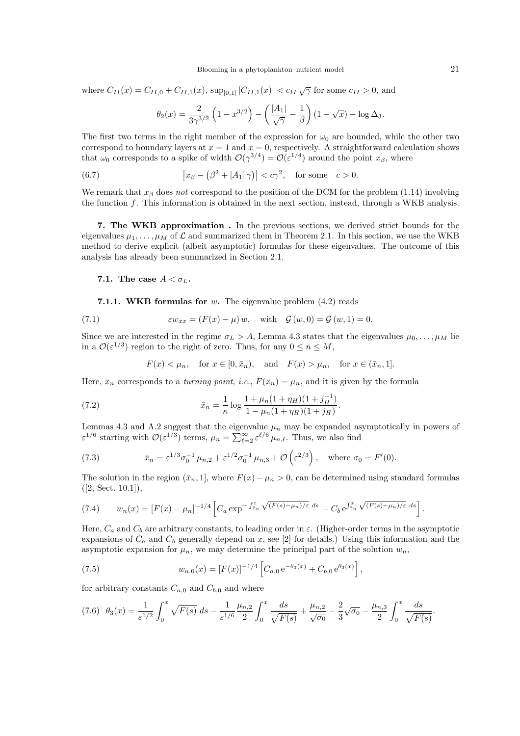where $C_{II}(x) = C_{II,0} + C_{II,1}(x)$, $\sup_{[0,1]} |C_{II,1}(x)| < c_{II}\sqrt{\gamma}$ for some $c_{II} > 0$, and

$$\theta_2(x) = \frac{2}{3\gamma^{3/2}}\left(1 - x^{3/2}\right) - \left(\frac{|A_1|}{\sqrt{\gamma}} - \frac{1}{\beta}\right)(1 - \sqrt{x}) - \log \Delta_3.$$

The first two terms in the right member of the expression for $\omega_0$ are bounded, while the other two correspond to boundary layers at $x = 1$ and $x = 0$, respectively. A straightforward calculation shows that $\omega_0$ corresponds to a spike of width $\mathcal{O}(\gamma^{3/4}) = \mathcal{O}(\varepsilon^{1/4})$ around the point $x_\beta$, where

$$\left|x_\beta - \left(\beta^2 + |A_1|\,\gamma\right)\right| < c\gamma^2, \quad \text{for some} \quad c > 0. \tag{6.7}$$

We remark that $x_\beta$ does *not* correspond to the position of the DCM for the problem (1.14) involving the function $f$. This information is obtained in the next section, instead, through a WKB analysis.

## 7. The WKB approximation .

In the previous sections, we derived strict bounds for the eigenvalues $\mu_1, \ldots, \mu_M$ of $\mathcal{L}$ and summarized them in Theorem 2.1. In this section, we use the WKB method to derive explicit (albeit asymptotic) formulas for these eigenvalues. The outcome of this analysis has already been summarized in Section 2.1.

### 7.1. The case $A < \sigma_L$.

#### 7.1.1. WKB formulas for $w$.

The eigenvalue problem (4.2) reads

$$\varepsilon w_{xx} = (F(x) - \mu)\, w, \quad \text{with} \quad \mathcal{G}(w, 0) = \mathcal{G}(w, 1) = 0. \tag{7.1}$$

Since we are interested in the regime $\sigma_L > A$, Lemma 4.3 states that the eigenvalues $\mu_0, \ldots, \mu_M$ lie in a $\mathcal{O}(\varepsilon^{1/3})$ region to the right of zero. Thus, for any $0 \le n \le M$,

$$F(x) < \mu_n, \quad \text{for } x \in [0, \bar{x}_n), \quad \text{and} \quad F(x) > \mu_n, \quad \text{for } x \in (\bar{x}_n, 1].$$

Here, $\bar{x}_n$ corresponds to a *turning point*, *i.e.*, $F(\bar{x}_n) = \mu_n$, and it is given by the formula

$$\bar{x}_n = \frac{1}{\kappa}\log\frac{1 + \mu_n(1 + \eta_H)(1 + j_H^{-1})}{1 - \mu_n(1 + \eta_H)(1 + j_H)}. \tag{7.2}$$

Lemmas 4.3 and A.2 suggest that the eigenvalue $\mu_n$ may be expanded asymptotically in powers of $\varepsilon^{1/6}$ starting with $\mathcal{O}(\varepsilon^{1/3})$ terms, $\mu_n = \sum_{\ell=2}^{\infty} \varepsilon^{\ell/6}\,\mu_{n,\ell}$. Thus, we also find

$$\bar{x}_n = \varepsilon^{1/3}\sigma_0^{-1}\,\mu_{n,2} + \varepsilon^{1/2}\sigma_0^{-1}\,\mu_{n,3} + \mathcal{O}\left(\varepsilon^{2/3}\right), \quad \text{where } \sigma_0 = F'(0). \tag{7.3}$$

The solution in the region $(\bar{x}_n, 1]$, where $F(x) - \mu_n > 0$, can be determined using standard formulas ([2, Sect. 10.1]),

$$w_n(x) = [F(x) - \mu_n]^{-1/4}\left[C_a \exp^{-\int_{\bar{x}_n}^{x}\sqrt{(F(s)-\mu_n)/\varepsilon}\,ds} + C_b\,e^{\int_{\bar{x}_n}^{x}\sqrt{(F(s)-\mu_n)/\varepsilon}\,ds}\right]. \tag{7.4}$$

Here, $C_a$ and $C_b$ are arbitrary constants, to leading order in $\varepsilon$. (Higher-order terms in the asymptotic expansions of $C_a$ and $C_b$ generally depend on $x$, see [2] for details.) Using this information and the asymptotic expansion for $\mu_n$, we may determine the principal part of the solution $w_n$,

$$w_{n,0}(x) = [F(x)]^{-1/4}\left[C_{a,0}\,e^{-\theta_3(x)} + C_{b,0}\,e^{\theta_3(x)}\right], \tag{7.5}$$

for arbitrary constants $C_{a,0}$ and $C_{b,0}$ and where

$$\theta_3(x) = \frac{1}{\varepsilon^{1/2}}\int_0^x \sqrt{F(s)}\,ds - \frac{1}{\varepsilon^{1/6}}\frac{\mu_{n,2}}{2}\int_0^x \frac{ds}{\sqrt{F(s)}} + \frac{\mu_{n,2}}{\sqrt{\sigma_0}} - \frac{2}{3}\sqrt{\sigma_0} - \frac{\mu_{n,3}}{2}\int_0^x \frac{ds}{\sqrt{F(s)}}. \tag{7.6}$$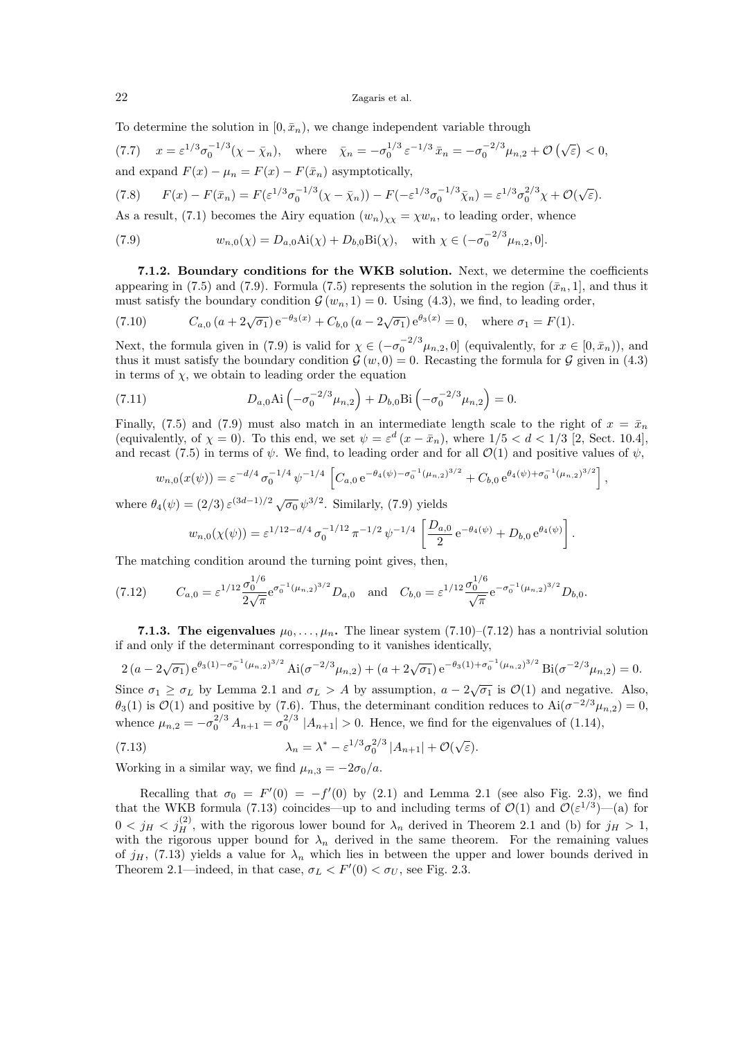To determine the solution in $[0, \bar{x}_n)$, we change independent variable through

$$x = \varepsilon^{1/3}\sigma_0^{-1/3}(\chi - \bar{\chi}_n), \quad \text{where} \quad \bar{\chi}_n = -\sigma_0^{1/3}\,\varepsilon^{-1/3}\,\bar{x}_n = -\sigma_0^{-2/3}\mu_{n,2} + \mathcal{O}\left(\sqrt{\varepsilon}\right) < 0, \tag{7.7}$$

and expand $F(x) - \mu_n = F(x) - F(\bar{x}_n)$ asymptotically,

$$F(x) - F(\bar{x}_n) = F(\varepsilon^{1/3}\sigma_0^{-1/3}(\chi - \bar{\chi}_n)) - F(-\varepsilon^{1/3}\sigma_0^{-1/3}\bar{\chi}_n) = \varepsilon^{1/3}\sigma_0^{2/3}\chi + \mathcal{O}(\sqrt{\varepsilon}). \tag{7.8}$$

As a result, (7.1) becomes the Airy equation $(w_n)_{\chi\chi} = \chi w_n$, to leading order, whence

$$w_{n,0}(\chi) = D_{a,0}\mathrm{Ai}(\chi) + D_{b,0}\mathrm{Bi}(\chi), \quad \text{with } \chi \in (-\sigma_0^{-2/3}\mu_{n,2}, 0]. \tag{7.9}$$

**7.1.2. Boundary conditions for the WKB solution.** Next, we determine the coefficients appearing in (7.5) and (7.9). Formula (7.5) represents the solution in the region $(\bar{x}_n, 1]$, and thus it must satisfy the boundary condition $\mathcal{G}(w_n, 1) = 0$. Using (4.3), we find, to leading order,

$$C_{a,0}\,(a + 2\sqrt{\sigma_1})\,\mathrm{e}^{-\theta_3(x)} + C_{b,0}\,(a - 2\sqrt{\sigma_1})\,\mathrm{e}^{\theta_3(x)} = 0, \quad \text{where } \sigma_1 = F(1). \tag{7.10}$$

Next, the formula given in (7.9) is valid for $\chi \in (-\sigma_0^{-2/3}\mu_{n,2}, 0]$ (equivalently, for $x \in [0, \bar{x}_n)$), and thus it must satisfy the boundary condition $\mathcal{G}(w, 0) = 0$. Recasting the formula for $\mathcal{G}$ given in (4.3) in terms of $\chi$, we obtain to leading order the equation

$$D_{a,0}\mathrm{Ai}\left(-\sigma_0^{-2/3}\mu_{n,2}\right) + D_{b,0}\mathrm{Bi}\left(-\sigma_0^{-2/3}\mu_{n,2}\right) = 0. \tag{7.11}$$

Finally, (7.5) and (7.9) must also match in an intermediate length scale to the right of $x = \bar{x}_n$ (equivalently, of $\chi = 0$). To this end, we set $\psi = \varepsilon^d\,(x - \bar{x}_n)$, where $1/5 < d < 1/3$ [2, Sect. 10.4], and recast (7.5) in terms of $\psi$. We find, to leading order and for all $\mathcal{O}(1)$ and positive values of $\psi$,

$$w_{n,0}(x(\psi)) = \varepsilon^{-d/4}\,\sigma_0^{-1/4}\,\psi^{-1/4}\left[C_{a,0}\,\mathrm{e}^{-\theta_4(\psi) - \sigma_0^{-1}(\mu_{n,2})^{3/2}} + C_{b,0}\,\mathrm{e}^{\theta_4(\psi) + \sigma_0^{-1}(\mu_{n,2})^{3/2}}\right],$$

where $\theta_4(\psi) = (2/3)\,\varepsilon^{(3d-1)/2}\sqrt{\sigma_0}\,\psi^{3/2}$. Similarly, (7.9) yields

$$w_{n,0}(\chi(\psi)) = \varepsilon^{1/12 - d/4}\,\sigma_0^{-1/12}\,\pi^{-1/2}\,\psi^{-1/4}\left[\frac{D_{a,0}}{2}\,\mathrm{e}^{-\theta_4(\psi)} + D_{b,0}\,\mathrm{e}^{\theta_4(\psi)}\right].$$

The matching condition around the turning point gives, then,

$$C_{a,0} = \varepsilon^{1/12}\frac{\sigma_0^{1/6}}{2\sqrt{\pi}}\mathrm{e}^{\sigma_0^{-1}(\mu_{n,2})^{3/2}}D_{a,0} \quad \text{and} \quad C_{b,0} = \varepsilon^{1/12}\frac{\sigma_0^{1/6}}{\sqrt{\pi}}\mathrm{e}^{-\sigma_0^{-1}(\mu_{n,2})^{3/2}}D_{b,0}. \tag{7.12}$$

**7.1.3. The eigenvalues $\mu_0, \ldots, \mu_n$.** The linear system (7.10)–(7.12) has a nontrivial solution if and only if the determinant corresponding to it vanishes identically,

$$2\,(a - 2\sqrt{\sigma_1})\,\mathrm{e}^{\theta_3(1) - \sigma_0^{-1}(\mu_{n,2})^{3/2}}\,\mathrm{Ai}(\sigma^{-2/3}\mu_{n,2}) + (a + 2\sqrt{\sigma_1})\,\mathrm{e}^{-\theta_3(1) + \sigma_0^{-1}(\mu_{n,2})^{3/2}}\,\mathrm{Bi}(\sigma^{-2/3}\mu_{n,2}) = 0.$$

Since $\sigma_1 \geq \sigma_L$ by Lemma 2.1 and $\sigma_L > A$ by assumption, $a - 2\sqrt{\sigma_1}$ is $\mathcal{O}(1)$ and negative. Also, $\theta_3(1)$ is $\mathcal{O}(1)$ and positive by (7.6). Thus, the determinant condition reduces to $\mathrm{Ai}(\sigma^{-2/3}\mu_{n,2}) = 0$, whence $\mu_{n,2} = -\sigma_0^{2/3}A_{n+1} = \sigma_0^{2/3}\,|A_{n+1}| > 0$. Hence, we find for the eigenvalues of (1.14),

$$\lambda_n = \lambda^* - \varepsilon^{1/3}\sigma_0^{2/3}\,|A_{n+1}| + \mathcal{O}(\sqrt{\varepsilon}). \tag{7.13}$$

Working in a similar way, we find $\mu_{n,3} = -2\sigma_0/a$.

Recalling that $\sigma_0 = F'(0) = -f'(0)$ by (2.1) and Lemma 2.1 (see also Fig. 2.3), we find that the WKB formula (7.13) coincides—up to and including terms of $\mathcal{O}(1)$ and $\mathcal{O}(\varepsilon^{1/3})$—(a) for $0 < j_H < j_H^{(2)}$, with the rigorous lower bound for $\lambda_n$ derived in Theorem 2.1 and (b) for $j_H > 1$, with the rigorous upper bound for $\lambda_n$ derived in the same theorem. For the remaining values of $j_H$, (7.13) yields a value for $\lambda_n$ which lies in between the upper and lower bounds derived in Theorem 2.1—indeed, in that case, $\sigma_L < F'(0) < \sigma_U$, see Fig. 2.3.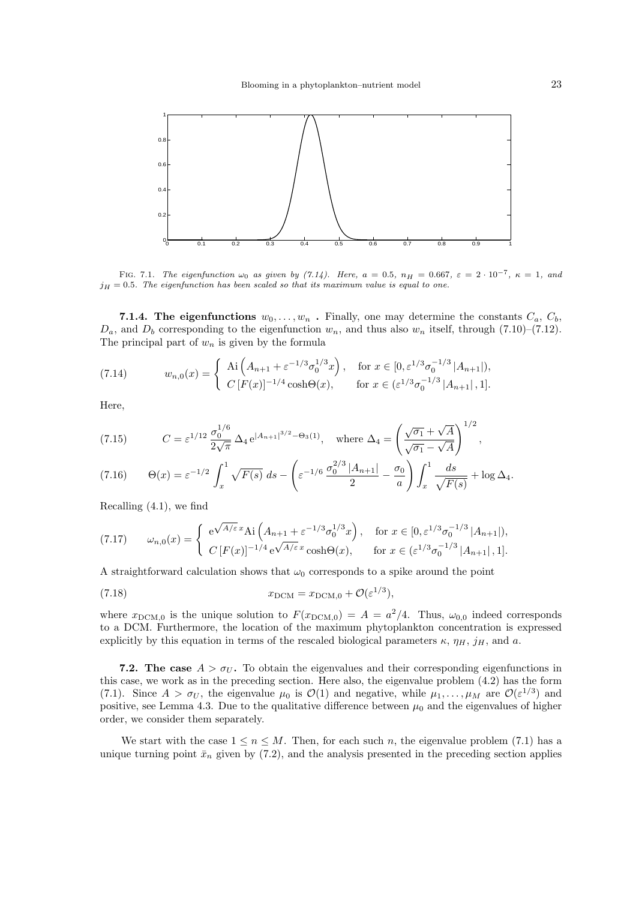FIG. 7.1. *The eigenfunction $\omega_0$ as given by (7.14). Here, $a = 0.5$, $n_H = 0.667$, $\varepsilon = 2 \cdot 10^{-7}$, $\kappa = 1$, and $j_H = 0.5$. The eigenfunction has been scaled so that its maximum value is equal to one.*

**7.1.4. The eigenfunctions $w_0, \ldots, w_n$ .** Finally, one may determine the constants $C_a$, $C_b$, $D_a$, and $D_b$ corresponding to the eigenfunction $w_n$, and thus also $w_n$ itself, through (7.10)–(7.12). The principal part of $w_n$ is given by the formula

$$w_{n,0}(x) = \begin{cases} \mathrm{Ai}\left(A_{n+1} + \varepsilon^{-1/3}\sigma_0^{1/3}x\right), & \text{for } x \in [0, \varepsilon^{1/3}\sigma_0^{-1/3}|A_{n+1}|), \\ C\,[F(x)]^{-1/4}\cosh\Theta(x), & \text{for } x \in (\varepsilon^{1/3}\sigma_0^{-1/3}|A_{n+1}|, 1]. \end{cases} \tag{7.14}$$

Here,

$$C = \varepsilon^{1/12}\,\frac{\sigma_0^{1/6}}{2\sqrt{\pi}}\,\Delta_4\,\mathrm{e}^{|A_{n+1}|^{3/2}-\Theta_3(1)}, \quad \text{where } \Delta_4 = \left(\frac{\sqrt{\sigma_1}+\sqrt{A}}{\sqrt{\sigma_1}-\sqrt{A}}\right)^{1/2}, \tag{7.15}$$

$$\Theta(x) = \varepsilon^{-1/2}\int_x^1 \sqrt{F(s)}\,ds - \left(\varepsilon^{-1/6}\,\frac{\sigma_0^{2/3}\,|A_{n+1}|}{2} - \frac{\sigma_0}{a}\right)\int_x^1 \frac{ds}{\sqrt{F(s)}} + \log\Delta_4. \tag{7.16}$$

Recalling (4.1), we find

$$\omega_{n,0}(x) = \begin{cases} \mathrm{e}^{\sqrt{A/\varepsilon}\,x}\mathrm{Ai}\left(A_{n+1} + \varepsilon^{-1/3}\sigma_0^{1/3}x\right), & \text{for } x \in [0, \varepsilon^{1/3}\sigma_0^{-1/3}|A_{n+1}|), \\ C\,[F(x)]^{-1/4}\,\mathrm{e}^{\sqrt{A/\varepsilon}\,x}\cosh\Theta(x), & \text{for } x \in (\varepsilon^{1/3}\sigma_0^{-1/3}|A_{n+1}|, 1]. \end{cases} \tag{7.17}$$

A straightforward calculation shows that $\omega_0$ corresponds to a spike around the point

$$x_{\mathrm{DCM}} = x_{\mathrm{DCM},0} + \mathcal{O}(\varepsilon^{1/3}), \tag{7.18}$$

where $x_{\mathrm{DCM},0}$ is the unique solution to $F(x_{\mathrm{DCM},0}) = A = a^2/4$. Thus, $\omega_{0,0}$ indeed corresponds to a DCM. Furthermore, the location of the maximum phytoplankton concentration is expressed explicitly by this equation in terms of the rescaled biological parameters $\kappa$, $\eta_H$, $j_H$, and $a$.

**7.2. The case $A > \sigma_U$.** To obtain the eigenvalues and their corresponding eigenfunctions in this case, we work as in the preceding section. Here also, the eigenvalue problem (4.2) has the form (7.1). Since $A > \sigma_U$, the eigenvalue $\mu_0$ is $\mathcal{O}(1)$ and negative, while $\mu_1, \ldots, \mu_M$ are $\mathcal{O}(\varepsilon^{1/3})$ and positive, see Lemma 4.3. Due to the qualitative difference between $\mu_0$ and the eigenvalues of higher order, we consider them separately.

We start with the case $1 \le n \le M$. Then, for each such $n$, the eigenvalue problem (7.1) has a unique turning point $\bar{x}_n$ given by (7.2), and the analysis presented in the preceding section applies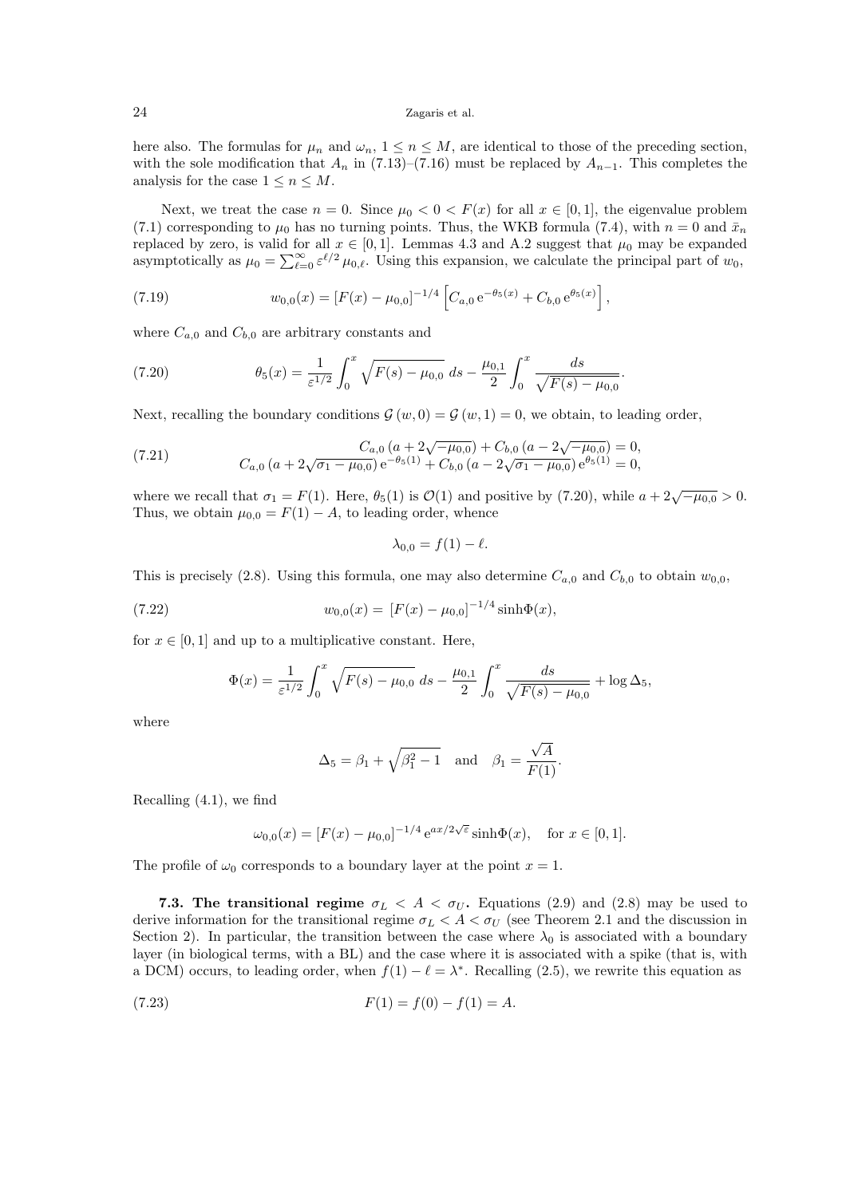here also. The formulas for $\mu_n$ and $\omega_n$, $1 \le n \le M$, are identical to those of the preceding section, with the sole modification that $A_n$ in (7.13)–(7.16) must be replaced by $A_{n-1}$. This completes the analysis for the case $1 \le n \le M$.

Next, we treat the case $n = 0$. Since $\mu_0 < 0 < F(x)$ for all $x \in [0,1]$, the eigenvalue problem (7.1) corresponding to $\mu_0$ has no turning points. Thus, the WKB formula (7.4), with $n = 0$ and $\bar{x}_n$ replaced by zero, is valid for all $x \in [0,1]$. Lemmas 4.3 and A.2 suggest that $\mu_0$ may be expanded asymptotically as $\mu_0 = \sum_{\ell=0}^{\infty} \varepsilon^{\ell/2} \mu_{0,\ell}$. Using this expansion, we calculate the principal part of $w_0$,

$$w_{0,0}(x) = [F(x) - \mu_{0,0}]^{-1/4} \left[ C_{a,0}\, \mathrm{e}^{-\theta_5(x)} + C_{b,0}\, \mathrm{e}^{\theta_5(x)} \right], \tag{7.19}$$

where $C_{a,0}$ and $C_{b,0}$ are arbitrary constants and

$$\theta_5(x) = \frac{1}{\varepsilon^{1/2}} \int_0^x \sqrt{F(s) - \mu_{0,0}}\, ds - \frac{\mu_{0,1}}{2} \int_0^x \frac{ds}{\sqrt{F(s) - \mu_{0,0}}}. \tag{7.20}$$

Next, recalling the boundary conditions $\mathcal{G}(w, 0) = \mathcal{G}(w, 1) = 0$, we obtain, to leading order,

$$\begin{aligned} C_{a,0}\,(a + 2\sqrt{-\mu_{0,0}}) + C_{b,0}\,(a - 2\sqrt{-\mu_{0,0}}) &= 0, \\ C_{a,0}\,(a + 2\sqrt{\sigma_1 - \mu_{0,0}})\, \mathrm{e}^{-\theta_5(1)} + C_{b,0}\,(a - 2\sqrt{\sigma_1 - \mu_{0,0}})\, \mathrm{e}^{\theta_5(1)} &= 0, \end{aligned} \tag{7.21}$$

where we recall that $\sigma_1 = F(1)$. Here, $\theta_5(1)$ is $\mathcal{O}(1)$ and positive by (7.20), while $a + 2\sqrt{-\mu_{0,0}} > 0$. Thus, we obtain $\mu_{0,0} = F(1) - A$, to leading order, whence

$$\lambda_{0,0} = f(1) - \ell.$$

This is precisely (2.8). Using this formula, one may also determine $C_{a,0}$ and $C_{b,0}$ to obtain $w_{0,0}$,

$$w_{0,0}(x) = [F(x) - \mu_{0,0}]^{-1/4} \sinh \Phi(x), \tag{7.22}$$

for $x \in [0,1]$ and up to a multiplicative constant. Here,

$$\Phi(x) = \frac{1}{\varepsilon^{1/2}} \int_0^x \sqrt{F(s) - \mu_{0,0}}\, ds - \frac{\mu_{0,1}}{2} \int_0^x \frac{ds}{\sqrt{F(s) - \mu_{0,0}}} + \log \Delta_5,$$

where

$$\Delta_5 = \beta_1 + \sqrt{\beta_1^2 - 1} \quad \text{and} \quad \beta_1 = \frac{\sqrt{A}}{F(1)}.$$

Recalling (4.1), we find

$$\omega_{0,0}(x) = [F(x) - \mu_{0,0}]^{-1/4}\, \mathrm{e}^{ax/2\sqrt{\varepsilon}} \sinh \Phi(x), \quad \text{for } x \in [0,1].$$

The profile of $\omega_0$ corresponds to a boundary layer at the point $x = 1$.

### 7.3. The transitional regime $\sigma_L < A < \sigma_U$.

Equations (2.9) and (2.8) may be used to derive information for the transitional regime $\sigma_L < A < \sigma_U$ (see Theorem 2.1 and the discussion in Section 2). In particular, the transition between the case where $\lambda_0$ is associated with a boundary layer (in biological terms, with a BL) and the case where it is associated with a spike (that is, with a DCM) occurs, to leading order, when $f(1) - \ell = \lambda^*$. Recalling (2.5), we rewrite this equation as

$$F(1) = f(0) - f(1) = A. \tag{7.23}$$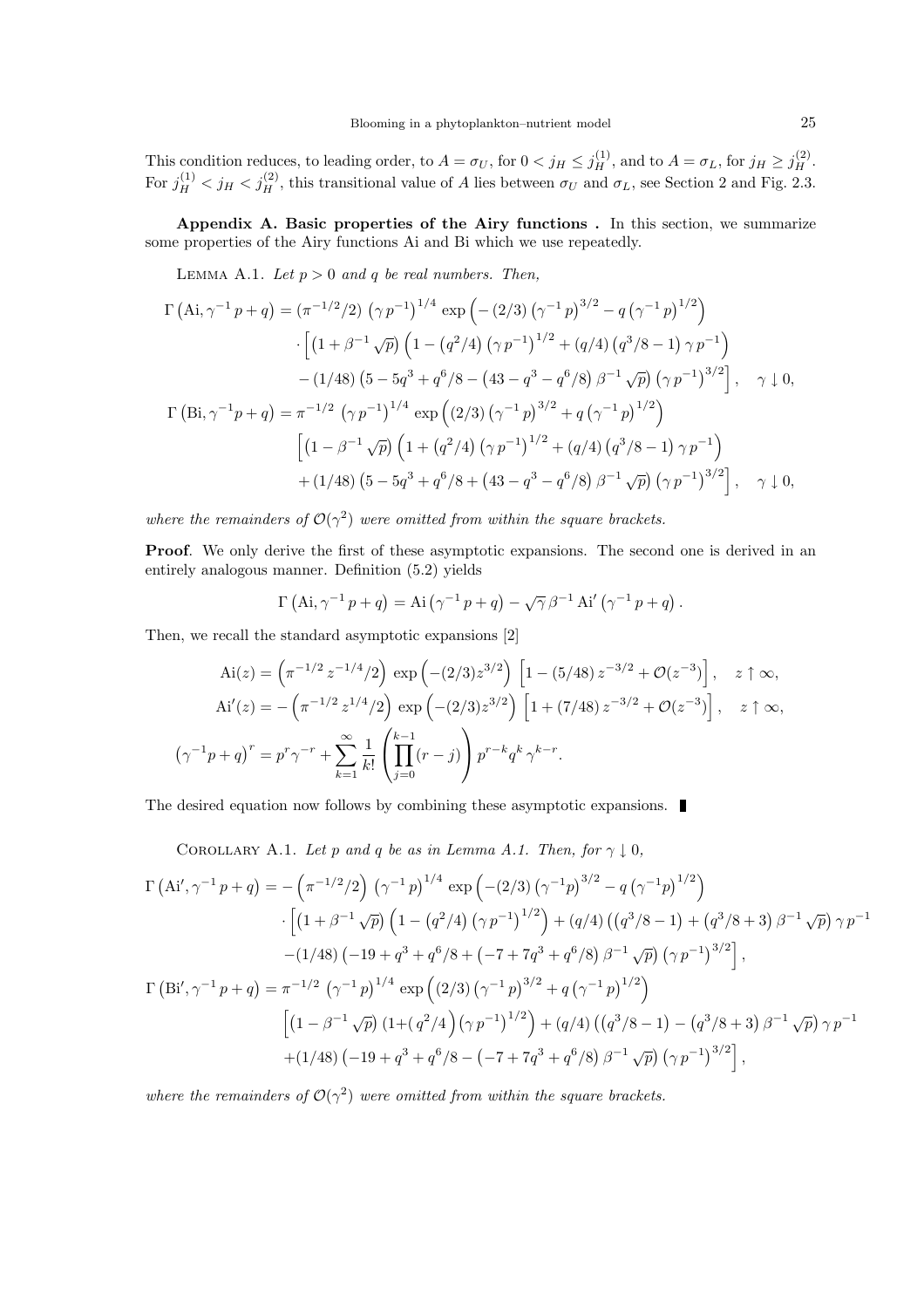This condition reduces, to leading order, to $A = \sigma_U$, for $0 < j_H \leq j_H^{(1)}$, and to $A = \sigma_L$, for $j_H \geq j_H^{(2)}$. For $j_H^{(1)} < j_H < j_H^{(2)}$, this transitional value of $A$ lies between $\sigma_U$ and $\sigma_L$, see Section 2 and Fig. 2.3.

**Appendix A. Basic properties of the Airy functions .** In this section, we summarize some properties of the Airy functions Ai and Bi which we use repeatedly.

LEMMA A.1. *Let $p > 0$ and $q$ be real numbers. Then,*

$$
\begin{aligned}
\Gamma\left(\mathrm{Ai}, \gamma^{-1} p + q\right) &= (\pi^{-1/2}/2) \left(\gamma p^{-1}\right)^{1/4} \exp\left(-(2/3)\left(\gamma^{-1} p\right)^{3/2} - q\left(\gamma^{-1} p\right)^{1/2}\right) \\
&\cdot \Big[\left(1 + \beta^{-1}\sqrt{p}\right)\left(1 - \left(q^2/4\right)\left(\gamma p^{-1}\right)^{1/2} + (q/4)\left(q^3/8 - 1\right)\gamma p^{-1}\right) \\
&- (1/48)\left(5 - 5q^3 + q^6/8 - \left(43 - q^3 - q^6/8\right)\beta^{-1}\sqrt{p}\right)\left(\gamma p^{-1}\right)^{3/2}\Big], \quad \gamma \downarrow 0, \\
\Gamma\left(\mathrm{Bi}, \gamma^{-1} p + q\right) &= \pi^{-1/2} \left(\gamma p^{-1}\right)^{1/4} \exp\left((2/3)\left(\gamma^{-1} p\right)^{3/2} + q\left(\gamma^{-1} p\right)^{1/2}\right) \\
&\Big[\left(1 - \beta^{-1}\sqrt{p}\right)\left(1 + \left(q^2/4\right)\left(\gamma p^{-1}\right)^{1/2} + (q/4)\left(q^3/8 - 1\right)\gamma p^{-1}\right) \\
&+ (1/48)\left(5 - 5q^3 + q^6/8 + \left(43 - q^3 - q^6/8\right)\beta^{-1}\sqrt{p}\right)\left(\gamma p^{-1}\right)^{3/2}\Big], \quad \gamma \downarrow 0,
\end{aligned}
$$

*where the remainders of $\mathcal{O}(\gamma^2)$ were omitted from within the square brackets.*

**Proof**. We only derive the first of these asymptotic expansions. The second one is derived in an entirely analogous manner. Definition (5.2) yields

$$
\Gamma\left(\mathrm{Ai}, \gamma^{-1} p + q\right) = \mathrm{Ai}\left(\gamma^{-1} p + q\right) - \sqrt{\gamma}\,\beta^{-1}\,\mathrm{Ai}'\left(\gamma^{-1} p + q\right).
$$

Then, we recall the standard asymptotic expansions [2]

$$
\begin{aligned}
\mathrm{Ai}(z) &= \left(\pi^{-1/2} z^{-1/4}/2\right) \exp\left(-(2/3) z^{3/2}\right) \left[1 - (5/48) z^{-3/2} + \mathcal{O}(z^{-3})\right], \quad z \uparrow \infty, \\
\mathrm{Ai}'(z) &= -\left(\pi^{-1/2} z^{1/4}/2\right) \exp\left(-(2/3) z^{3/2}\right) \left[1 + (7/48) z^{-3/2} + \mathcal{O}(z^{-3})\right], \quad z \uparrow \infty, \\
\left(\gamma^{-1} p + q\right)^r &= p^r \gamma^{-r} + \sum_{k=1}^{\infty} \frac{1}{k!} \left(\prod_{j=0}^{k-1} (r - j)\right) p^{r-k} q^k \gamma^{k-r}.
\end{aligned}
$$

The desired equation now follows by combining these asymptotic expansions. ∎

COROLLARY A.1. *Let $p$ and $q$ be as in Lemma A.1. Then, for $\gamma \downarrow 0$,*

$$
\begin{aligned}
\Gamma\left(\mathrm{Ai}', \gamma^{-1} p + q\right) &= -\left(\pi^{-1/2}/2\right) \left(\gamma^{-1} p\right)^{1/4} \exp\left(-(2/3)\left(\gamma^{-1} p\right)^{3/2} - q\left(\gamma^{-1} p\right)^{1/2}\right) \\
&\cdot \Big[\left(1 + \beta^{-1}\sqrt{p}\right)\left(1 - \left(q^2/4\right)\left(\gamma p^{-1}\right)^{1/2}\right) + (q/4)\left(\left(q^3/8 - 1\right) + \left(q^3/8 + 3\right)\beta^{-1}\sqrt{p}\right)\gamma p^{-1} \\
&- (1/48)\left(-19 + q^3 + q^6/8 + \left(-7 + 7q^3 + q^6/8\right)\beta^{-1}\sqrt{p}\right)\left(\gamma p^{-1}\right)^{3/2}\Big], \\
\Gamma\left(\mathrm{Bi}', \gamma^{-1} p + q\right) &= \pi^{-1/2} \left(\gamma^{-1} p\right)^{1/4} \exp\left((2/3)\left(\gamma^{-1} p\right)^{3/2} + q\left(\gamma^{-1} p\right)^{1/2}\right) \\
&\Big[\left(1 - \beta^{-1}\sqrt{p}\right)\left(1 + \left(q^2/4\right)\left(\gamma p^{-1}\right)^{1/2}\right) + (q/4)\left(\left(q^3/8 - 1\right) - \left(q^3/8 + 3\right)\beta^{-1}\sqrt{p}\right)\gamma p^{-1} \\
&+ (1/48)\left(-19 + q^3 + q^6/8 - \left(-7 + 7q^3 + q^6/8\right)\beta^{-1}\sqrt{p}\right)\left(\gamma p^{-1}\right)^{3/2}\Big],
\end{aligned}
$$

*where the remainders of $\mathcal{O}(\gamma^2)$ were omitted from within the square brackets.*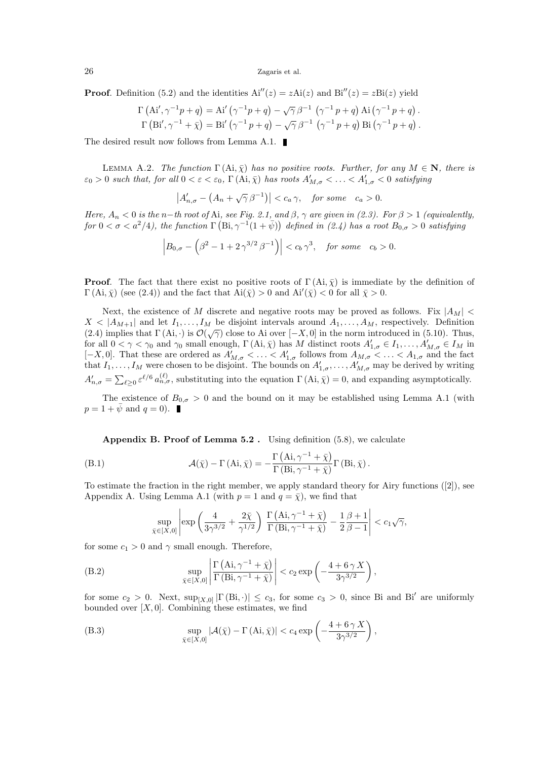**Proof**. Definition (5.2) and the identities $\mathrm{Ai}''(z) = z\mathrm{Ai}(z)$ and $\mathrm{Bi}''(z) = z\mathrm{Bi}(z)$ yield

$$\Gamma\left(\mathrm{Ai}', \gamma^{-1}p + q\right) = \mathrm{Ai}'\left(\gamma^{-1}p + q\right) - \sqrt{\gamma}\,\beta^{-1}\left(\gamma^{-1}\,p + q\right)\mathrm{Ai}\left(\gamma^{-1}\,p + q\right).$$
$$\Gamma\left(\mathrm{Bi}', \gamma^{-1} + \bar{\chi}\right) = \mathrm{Bi}'\left(\gamma^{-1}\,p + q\right) - \sqrt{\gamma}\,\beta^{-1}\left(\gamma^{-1}\,p + q\right)\mathrm{Bi}\left(\gamma^{-1}\,p + q\right).$$

The desired result now follows from Lemma A.1. ∎

Lemma A.2. *The function $\Gamma\left(\mathrm{Ai}, \bar{\chi}\right)$ has no positive roots. Further, for any $M \in \mathbf{N}$, there is $\varepsilon_0 > 0$ such that, for all $0 < \varepsilon < \varepsilon_0$, $\Gamma\left(\mathrm{Ai}, \bar{\chi}\right)$ has roots $A'_{M,\sigma} < \ldots < A'_{1,\sigma} < 0$ satisfying*

$$\left|A'_{n,\sigma} - \left(A_n + \sqrt{\gamma}\,\beta^{-1}\right)\right| < c_a\,\gamma, \quad \textit{for some} \quad c_a > 0.$$

*Here, $A_n < 0$ is the $n-$th root of* Ai*, see Fig. 2.1, and $\beta$, $\gamma$ are given in (2.3). For $\beta > 1$ (equivalently, for $0 < \sigma < a^2/4$), the function $\Gamma\left(\mathrm{Bi}, \gamma^{-1}(1 + \bar{\psi})\right)$ defined in (2.4) has a root $B_{0,\sigma} > 0$ satisfying*

$$\left|B_{0,\sigma} - \left(\beta^2 - 1 + 2\,\gamma^{3/2}\,\beta^{-1}\right)\right| < c_b\,\gamma^3, \quad \textit{for some} \quad c_b > 0.$$

**Proof**. The fact that there exist no positive roots of $\Gamma\left(\mathrm{Ai}, \bar{\chi}\right)$ is immediate by the definition of $\Gamma\left(\mathrm{Ai}, \bar{\chi}\right)$ (see (2.4)) and the fact that $\mathrm{Ai}(\bar{\chi}) > 0$ and $\mathrm{Ai}'(\bar{\chi}) < 0$ for all $\bar{\chi} > 0$.

Next, the existence of $M$ discrete and negative roots may be proved as follows. Fix $|A_M| < X < |A_{M+1}|$ and let $I_1, \ldots, I_M$ be disjoint intervals around $A_1, \ldots, A_M$, respectively. Definition (2.4) implies that $\Gamma\left(\mathrm{Ai}, \cdot\right)$ is $\mathcal{O}(\sqrt{\gamma})$ close to Ai over $[-X, 0]$ in the norm introduced in (5.10). Thus, for all $0 < \gamma < \gamma_0$ and $\gamma_0$ small enough, $\Gamma\left(\mathrm{Ai}, \bar{\chi}\right)$ has $M$ distinct roots $A'_{1,\sigma} \in I_1, \ldots, A'_{M,\sigma} \in I_M$ in $[-X, 0]$. That these are ordered as $A'_{M,\sigma} < \ldots < A'_{1,\sigma}$ follows from $A_{M,\sigma} < \ldots < A_{1,\sigma}$ and the fact that $I_1, \ldots, I_M$ were chosen to be disjoint. The bounds on $A'_{1,\sigma}, \ldots, A'_{M,\sigma}$ may be derived by writing $A'_{n,\sigma} = \sum_{\ell \geq 0} \varepsilon^{\ell/6}\, a^{(\ell)}_{n,\sigma}$, substituting into the equation $\Gamma\left(\mathrm{Ai}, \bar{\chi}\right) = 0$, and expanding asymptotically.

The existence of $B_{0,\sigma} > 0$ and the bound on it may be established using Lemma A.1 (with $p = 1 + \bar{\psi}$ and $q = 0$). ∎

**Appendix B. Proof of Lemma 5.2 .** Using definition (5.8), we calculate

$$\mathcal{A}(\bar{\chi}) - \Gamma\left(\mathrm{Ai}, \bar{\chi}\right) = -\frac{\Gamma\left(\mathrm{Ai}, \gamma^{-1} + \bar{\chi}\right)}{\Gamma\left(\mathrm{Bi}, \gamma^{-1} + \bar{\chi}\right)}\Gamma\left(\mathrm{Bi}, \bar{\chi}\right). \tag{B.1}$$

To estimate the fraction in the right member, we apply standard theory for Airy functions ([2]), see Appendix A. Using Lemma A.1 (with $p = 1$ and $q = \bar{\chi}$), we find that

$$\sup_{\bar{\chi} \in [X,0]} \left|\exp\left(\frac{4}{3\gamma^{3/2}} + \frac{2\bar{\chi}}{\gamma^{1/2}}\right)\,\frac{\Gamma\left(\mathrm{Ai}, \gamma^{-1} + \bar{\chi}\right)}{\Gamma\left(\mathrm{Bi}, \gamma^{-1} + \bar{\chi}\right)} - \frac{1}{2}\frac{\beta + 1}{\beta - 1}\right| < c_1\sqrt{\gamma},$$

for some $c_1 > 0$ and $\gamma$ small enough. Therefore,

$$\sup_{\bar{\chi} \in [X,0]} \left|\frac{\Gamma\left(\mathrm{Ai}, \gamma^{-1} + \bar{\chi}\right)}{\Gamma\left(\mathrm{Bi}, \gamma^{-1} + \bar{\chi}\right)}\right| < c_2 \exp\left(-\frac{4 + 6\,\gamma\,X}{3\gamma^{3/2}}\right), \tag{B.2}$$

for some $c_2 > 0$. Next, $\sup_{[X,0]} |\Gamma\left(\mathrm{Bi}, \cdot\right)| \leq c_3$, for some $c_3 > 0$, since Bi and $\mathrm{Bi}'$ are uniformly bounded over $[X, 0]$. Combining these estimates, we find

$$\sup_{\bar{\chi} \in [X,0]} \left|\mathcal{A}(\bar{\chi}) - \Gamma\left(\mathrm{Ai}, \bar{\chi}\right)\right| < c_4 \exp\left(-\frac{4 + 6\,\gamma\,X}{3\gamma^{3/2}}\right), \tag{B.3}$$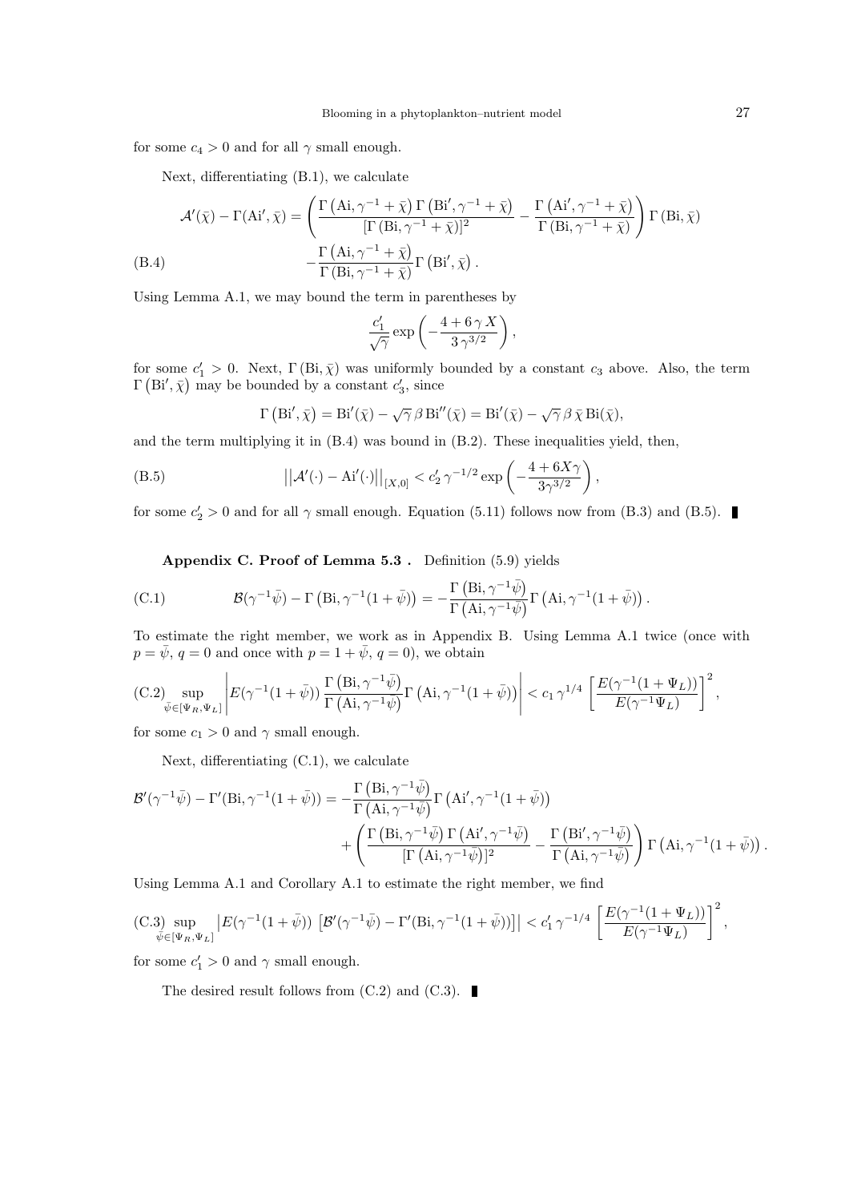for some $c_4 > 0$ and for all $\gamma$ small enough.

Next, differentiating (B.1), we calculate

$$
\begin{aligned}
\mathcal{A}'(\bar{\chi}) - \Gamma(\mathrm{Ai}', \bar{\chi}) = &\left( \frac{\Gamma\left(\mathrm{Ai}, \gamma^{-1} + \bar{\chi}\right) \Gamma\left(\mathrm{Bi}', \gamma^{-1} + \bar{\chi}\right)}{[\Gamma\left(\mathrm{Bi}, \gamma^{-1} + \bar{\chi}\right)]^2} - \frac{\Gamma\left(\mathrm{Ai}', \gamma^{-1} + \bar{\chi}\right)}{\Gamma\left(\mathrm{Bi}, \gamma^{-1} + \bar{\chi}\right)} \right) \Gamma\left(\mathrm{Bi}, \bar{\chi}\right) \\
&- \frac{\Gamma\left(\mathrm{Ai}, \gamma^{-1} + \bar{\chi}\right)}{\Gamma\left(\mathrm{Bi}, \gamma^{-1} + \bar{\chi}\right)} \Gamma\left(\mathrm{Bi}', \bar{\chi}\right). \qquad \text{(B.4)}
\end{aligned}
$$

Using Lemma A.1, we may bound the term in parentheses by

$$
\frac{c_1'}{\sqrt{\gamma}} \exp\left( -\frac{4 + 6\,\gamma\, X}{3\,\gamma^{3/2}} \right),
$$

for some $c_1' > 0$. Next, $\Gamma\left(\mathrm{Bi}, \bar{\chi}\right)$ was uniformly bounded by a constant $c_3$ above. Also, the term $\Gamma\left(\mathrm{Bi}', \bar{\chi}\right)$ may be bounded by a constant $c_3'$, since

$$
\Gamma\left(\mathrm{Bi}', \bar{\chi}\right) = \mathrm{Bi}'(\bar{\chi}) - \sqrt{\gamma}\, \beta\, \mathrm{Bi}''(\bar{\chi}) = \mathrm{Bi}'(\bar{\chi}) - \sqrt{\gamma}\, \beta\, \bar{\chi}\, \mathrm{Bi}(\bar{\chi}),
$$

and the term multiplying it in (B.4) was bound in (B.2). These inequalities yield, then,

$$
\left|\left| \mathcal{A}'(\cdot) - \mathrm{Ai}'(\cdot) \right|\right|_{[X,0]} < c_2'\, \gamma^{-1/2} \exp\left( -\frac{4 + 6X\gamma}{3\gamma^{3/2}} \right), \qquad \text{(B.5)}
$$

for some $c_2' > 0$ and for all $\gamma$ small enough. Equation (5.11) follows now from (B.3) and (B.5). ∎

**Appendix C. Proof of Lemma 5.3 .** Definition (5.9) yields

$$
\mathcal{B}(\gamma^{-1}\bar{\psi}) - \Gamma\left(\mathrm{Bi}, \gamma^{-1}(1 + \bar{\psi})\right) = -\frac{\Gamma\left(\mathrm{Bi}, \gamma^{-1}\bar{\psi}\right)}{\Gamma\left(\mathrm{Ai}, \gamma^{-1}\bar{\psi}\right)} \Gamma\left(\mathrm{Ai}, \gamma^{-1}(1 + \bar{\psi})\right). \qquad \text{(C.1)}
$$

To estimate the right member, we work as in Appendix B. Using Lemma A.1 twice (once with $p = \bar{\psi}$, $q = 0$ and once with $p = 1 + \bar{\psi}$, $q = 0$), we obtain

$$
\sup_{\bar{\psi} \in [\Psi_R, \Psi_L]} \left| E(\gamma^{-1}(1 + \bar{\psi}))\, \frac{\Gamma\left(\mathrm{Bi}, \gamma^{-1}\bar{\psi}\right)}{\Gamma\left(\mathrm{Ai}, \gamma^{-1}\bar{\psi}\right)} \Gamma\left(\mathrm{Ai}, \gamma^{-1}(1 + \bar{\psi})\right) \right| < c_1\, \gamma^{1/4} \left[ \frac{E(\gamma^{-1}(1 + \Psi_L))}{E(\gamma^{-1}\Psi_L)} \right]^2, \qquad \text{(C.2)}
$$

for some $c_1 > 0$ and $\gamma$ small enough.

Next, differentiating (C.1), we calculate

$$
\begin{aligned}
\mathcal{B}'(\gamma^{-1}\bar{\psi}) - \Gamma'(\mathrm{Bi}, \gamma^{-1}(1 + \bar{\psi})) = &-\frac{\Gamma\left(\mathrm{Bi}, \gamma^{-1}\bar{\psi}\right)}{\Gamma\left(\mathrm{Ai}, \gamma^{-1}\bar{\psi}\right)} \Gamma\left(\mathrm{Ai}', \gamma^{-1}(1 + \bar{\psi})\right) \\
&+ \left( \frac{\Gamma\left(\mathrm{Bi}, \gamma^{-1}\bar{\psi}\right) \Gamma\left(\mathrm{Ai}', \gamma^{-1}\bar{\psi}\right)}{[\Gamma\left(\mathrm{Ai}, \gamma^{-1}\bar{\psi}\right)]^2} - \frac{\Gamma\left(\mathrm{Bi}', \gamma^{-1}\bar{\psi}\right)}{\Gamma\left(\mathrm{Ai}, \gamma^{-1}\bar{\psi}\right)} \right) \Gamma\left(\mathrm{Ai}, \gamma^{-1}(1 + \bar{\psi})\right).
\end{aligned}
$$

Using Lemma A.1 and Corollary A.1 to estimate the right member, we find

$$
\sup_{\bar{\psi} \in [\Psi_R, \Psi_L]} \left| E(\gamma^{-1}(1 + \bar{\psi}))\, \left[ \mathcal{B}'(\gamma^{-1}\bar{\psi}) - \Gamma'(\mathrm{Bi}, \gamma^{-1}(1 + \bar{\psi})) \right] \right| < c_1'\, \gamma^{-1/4} \left[ \frac{E(\gamma^{-1}(1 + \Psi_L))}{E(\gamma^{-1}\Psi_L)} \right]^2, \qquad \text{(C.3)}
$$

for some $c_1' > 0$ and $\gamma$ small enough.

The desired result follows from (C.2) and (C.3). ∎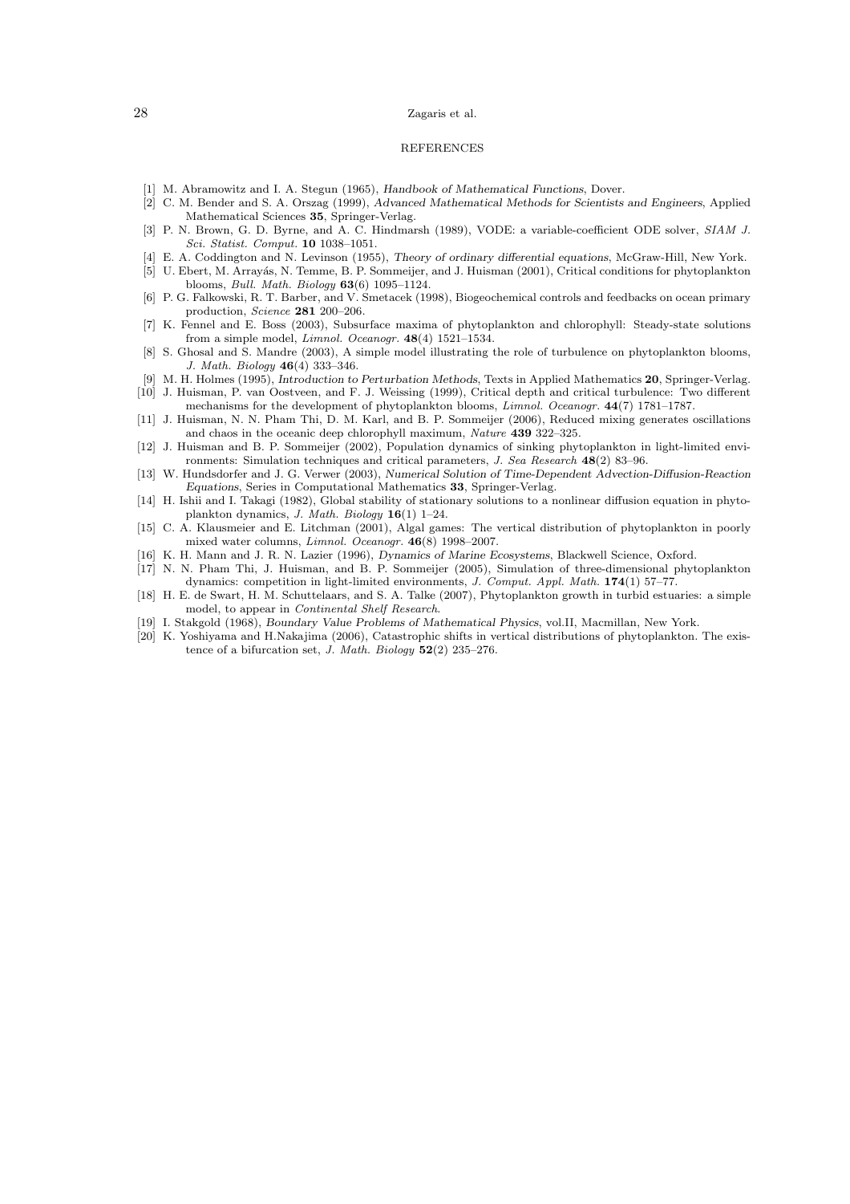## REFERENCES

[1] M. Abramowitz and I. A. Stegun (1965), *Handbook of Mathematical Functions*, Dover.

[2] C. M. Bender and S. A. Orszag (1999), *Advanced Mathematical Methods for Scientists and Engineers*, Applied Mathematical Sciences **35**, Springer-Verlag.

[3] P. N. Brown, G. D. Byrne, and A. C. Hindmarsh (1989), VODE: a variable-coefficient ODE solver, *SIAM J. Sci. Statist. Comput.* **10** 1038–1051.

[4] E. A. Coddington and N. Levinson (1955), *Theory of ordinary differential equations*, McGraw-Hill, New York.

[5] U. Ebert, M. Arrayás, N. Temme, B. P. Sommeijer, and J. Huisman (2001), Critical conditions for phytoplankton blooms, *Bull. Math. Biology* **63**(6) 1095–1124.

[6] P. G. Falkowski, R. T. Barber, and V. Smetacek (1998), Biogeochemical controls and feedbacks on ocean primary production, *Science* **281** 200–206.

[7] K. Fennel and E. Boss (2003), Subsurface maxima of phytoplankton and chlorophyll: Steady-state solutions from a simple model, *Limnol. Oceanogr.* **48**(4) 1521–1534.

[8] S. Ghosal and S. Mandre (2003), A simple model illustrating the role of turbulence on phytoplankton blooms, *J. Math. Biology* **46**(4) 333–346.

[9] M. H. Holmes (1995), *Introduction to Perturbation Methods*, Texts in Applied Mathematics **20**, Springer-Verlag.

[10] J. Huisman, P. van Oostveen, and F. J. Weissing (1999), Critical depth and critical turbulence: Two different mechanisms for the development of phytoplankton blooms, *Limnol. Oceanogr.* **44**(7) 1781–1787.

[11] J. Huisman, N. N. Pham Thi, D. M. Karl, and B. P. Sommeijer (2006), Reduced mixing generates oscillations and chaos in the oceanic deep chlorophyll maximum, *Nature* **439** 322–325.

[12] J. Huisman and B. P. Sommeijer (2002), Population dynamics of sinking phytoplankton in light-limited environments: Simulation techniques and critical parameters, *J. Sea Research* **48**(2) 83–96.

[13] W. Hundsdorfer and J. G. Verwer (2003), *Numerical Solution of Time-Dependent Advection-Diffusion-Reaction Equations*, Series in Computational Mathematics **33**, Springer-Verlag.

[14] H. Ishii and I. Takagi (1982), Global stability of stationary solutions to a nonlinear diffusion equation in phytoplankton dynamics, *J. Math. Biology* **16**(1) 1–24.

[15] C. A. Klausmeier and E. Litchman (2001), Algal games: The vertical distribution of phytoplankton in poorly mixed water columns, *Limnol. Oceanogr.* **46**(8) 1998–2007.

[16] K. H. Mann and J. R. N. Lazier (1996), *Dynamics of Marine Ecosystems*, Blackwell Science, Oxford.

[17] N. N. Pham Thi, J. Huisman, and B. P. Sommeijer (2005), Simulation of three-dimensional phytoplankton dynamics: competition in light-limited environments, *J. Comput. Appl. Math.* **174**(1) 57–77.

[18] H. E. de Swart, H. M. Schuttelaars, and S. A. Talke (2007), Phytoplankton growth in turbid estuaries: a simple model, to appear in *Continental Shelf Research*.

[19] I. Stakgold (1968), *Boundary Value Problems of Mathematical Physics*, vol.II, Macmillan, New York.

[20] K. Yoshiyama and H.Nakajima (2006), Catastrophic shifts in vertical distributions of phytoplankton. The existence of a bifurcation set, *J. Math. Biology* **52**(2) 235–276.